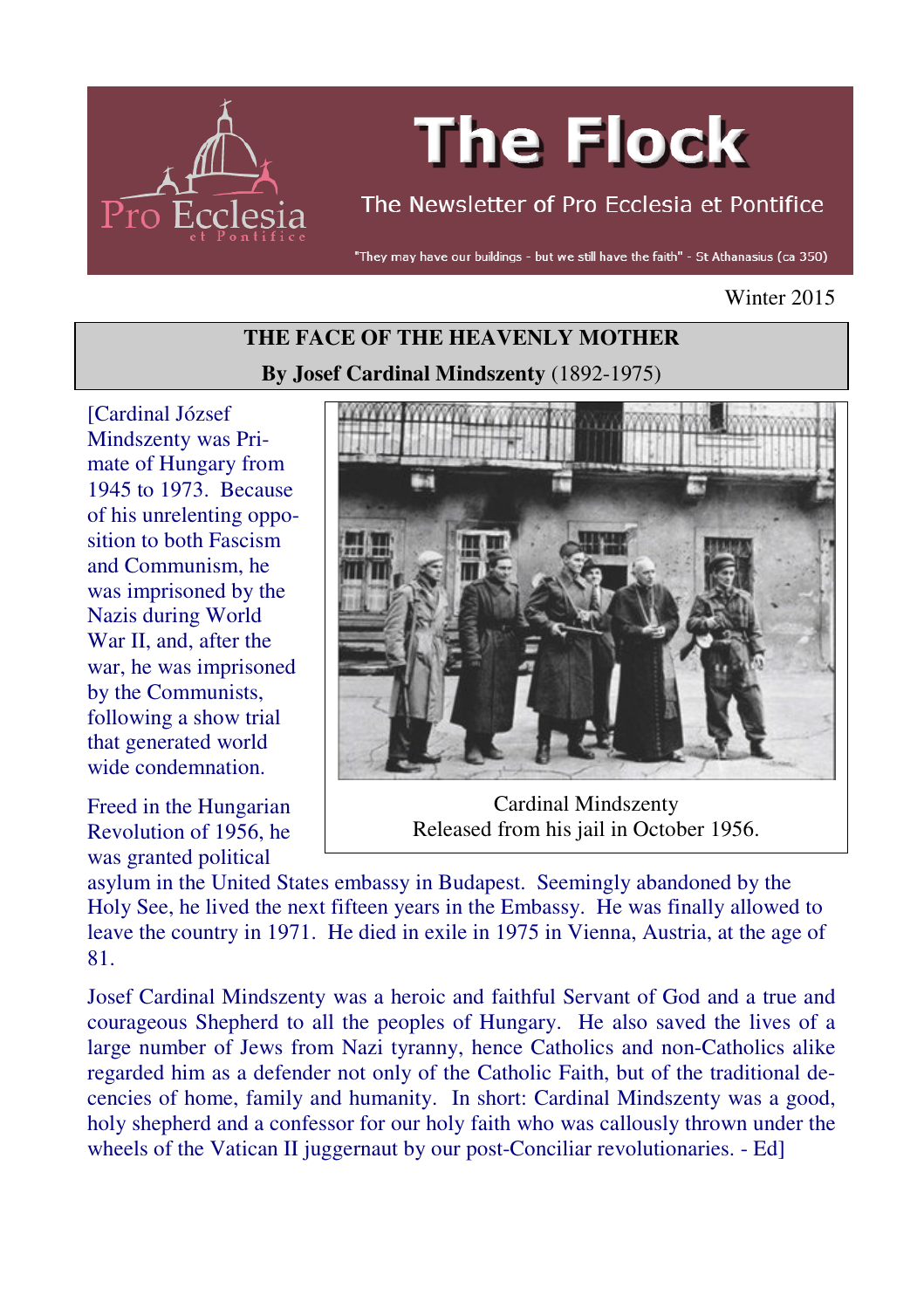# The Flock

The Newsletter of Pro Ecclesia et Pontifice

"They may have our buildings - but we still have the faith" - St Athanasius (ca 350)

Winter 2015

## THE FACE OF THE HEAVENLY MOTHER

**By Josef Cardinal Mindszenty** (1892-1975)

[Cardinal József Mindszenty was Primate of Hungary from 1945 to 1973. Because of his unrelenting opposition to both Fascism and Communism, he was imprisoned by the Nazis during World War II, and, after the war, he was imprisoned by the Communists, following a show trial that generated world wide condemnation.

Cardinal Mindszenty
Released from his jail in October 1956.

Freed in the Hungarian Revolution of 1956, he was granted political asylum in the United States embassy in Budapest. Seemingly abandoned by the Holy See, he lived the next fifteen years in the Embassy. He was finally allowed to leave the country in 1971. He died in exile in 1975 in Vienna, Austria, at the age of 81.

Josef Cardinal Mindszenty was a heroic and faithful Servant of God and a true and courageous Shepherd to all the peoples of Hungary. He also saved the lives of a large number of Jews from Nazi tyranny, hence Catholics and non-Catholics alike regarded him as a defender not only of the Catholic Faith, but of the traditional decencies of home, family and humanity. In short: Cardinal Mindszenty was a good, holy shepherd and a confessor for our holy faith who was callously thrown under the wheels of the Vatican II juggernaut by our post-Conciliar revolutionaries. - Ed]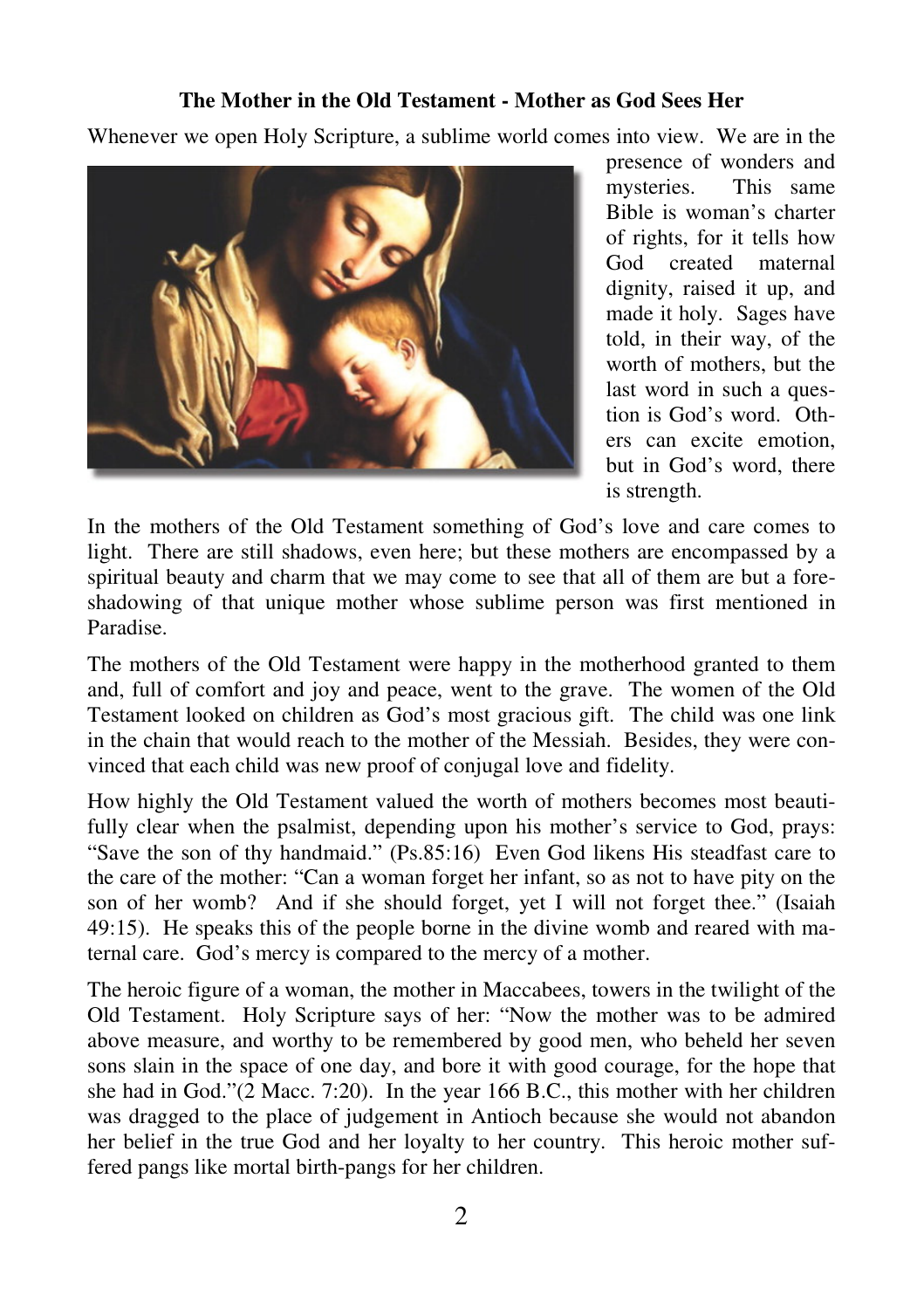**The Mother in the Old Testament - Mother as God Sees Her**

Whenever we open Holy Scripture, a sublime world comes into view. We are in the presence of wonders and mysteries. This same Bible is woman's charter of rights, for it tells how God created maternal dignity, raised it up, and made it holy. Sages have told, in their way, of the worth of mothers, but the last word in such a question is God's word. Others can excite emotion, but in God's word, there is strength.

In the mothers of the Old Testament something of God's love and care comes to light. There are still shadows, even here; but these mothers are encompassed by a spiritual beauty and charm that we may come to see that all of them are but a foreshadowing of that unique mother whose sublime person was first mentioned in Paradise.

The mothers of the Old Testament were happy in the motherhood granted to them and, full of comfort and joy and peace, went to the grave. The women of the Old Testament looked on children as God's most gracious gift. The child was one link in the chain that would reach to the mother of the Messiah. Besides, they were convinced that each child was new proof of conjugal love and fidelity.

How highly the Old Testament valued the worth of mothers becomes most beautifully clear when the psalmist, depending upon his mother's service to God, prays: "Save the son of thy handmaid." (Ps.85:16) Even God likens His steadfast care to the care of the mother: "Can a woman forget her infant, so as not to have pity on the son of her womb? And if she should forget, yet I will not forget thee." (Isaiah 49:15). He speaks this of the people borne in the divine womb and reared with maternal care. God's mercy is compared to the mercy of a mother.

The heroic figure of a woman, the mother in Maccabees, towers in the twilight of the Old Testament. Holy Scripture says of her: "Now the mother was to be admired above measure, and worthy to be remembered by good men, who beheld her seven sons slain in the space of one day, and bore it with good courage, for the hope that she had in God."(2 Macc. 7:20). In the year 166 B.C., this mother with her children was dragged to the place of judgement in Antioch because she would not abandon her belief in the true God and her loyalty to her country. This heroic mother suffered pangs like mortal birth-pangs for her children.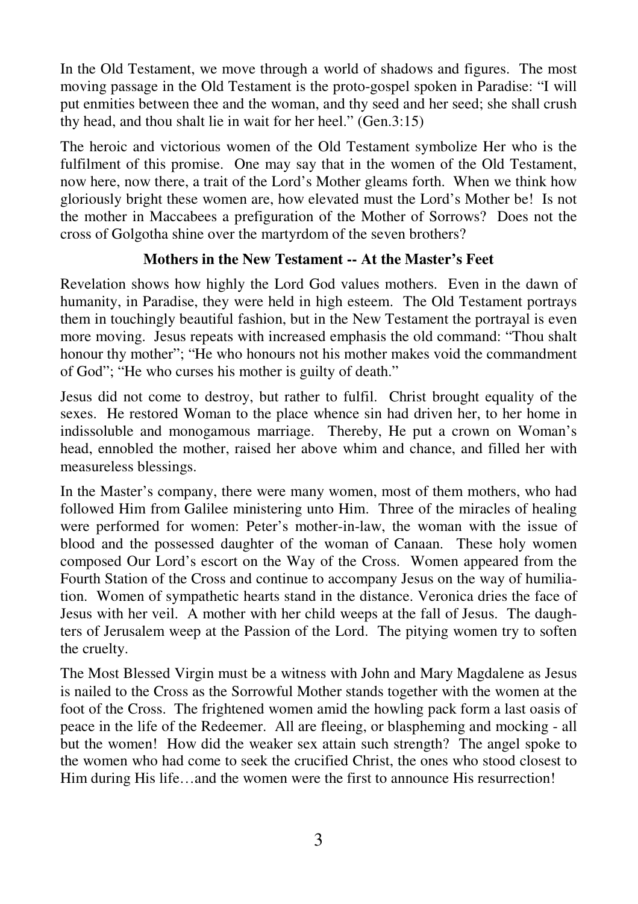In the Old Testament, we move through a world of shadows and figures. The most moving passage in the Old Testament is the proto-gospel spoken in Paradise: "I will put enmities between thee and the woman, and thy seed and her seed; she shall crush thy head, and thou shalt lie in wait for her heel." (Gen.3:15)

The heroic and victorious women of the Old Testament symbolize Her who is the fulfilment of this promise. One may say that in the women of the Old Testament, now here, now there, a trait of the Lord's Mother gleams forth. When we think how gloriously bright these women are, how elevated must the Lord's Mother be! Is not the mother in Maccabees a prefiguration of the Mother of Sorrows? Does not the cross of Golgotha shine over the martyrdom of the seven brothers?

### Mothers in the New Testament -- At the Master's Feet

Revelation shows how highly the Lord God values mothers. Even in the dawn of humanity, in Paradise, they were held in high esteem. The Old Testament portrays them in touchingly beautiful fashion, but in the New Testament the portrayal is even more moving. Jesus repeats with increased emphasis the old command: "Thou shalt honour thy mother"; "He who honours not his mother makes void the commandment of God"; "He who curses his mother is guilty of death."

Jesus did not come to destroy, but rather to fulfil. Christ brought equality of the sexes. He restored Woman to the place whence sin had driven her, to her home in indissoluble and monogamous marriage. Thereby, He put a crown on Woman's head, ennobled the mother, raised her above whim and chance, and filled her with measureless blessings.

In the Master's company, there were many women, most of them mothers, who had followed Him from Galilee ministering unto Him. Three of the miracles of healing were performed for women: Peter's mother-in-law, the woman with the issue of blood and the possessed daughter of the woman of Canaan. These holy women composed Our Lord's escort on the Way of the Cross. Women appeared from the Fourth Station of the Cross and continue to accompany Jesus on the way of humiliation. Women of sympathetic hearts stand in the distance. Veronica dries the face of Jesus with her veil. A mother with her child weeps at the fall of Jesus. The daughters of Jerusalem weep at the Passion of the Lord. The pitying women try to soften the cruelty.

The Most Blessed Virgin must be a witness with John and Mary Magdalene as Jesus is nailed to the Cross as the Sorrowful Mother stands together with the women at the foot of the Cross. The frightened women amid the howling pack form a last oasis of peace in the life of the Redeemer. All are fleeing, or blaspheming and mocking - all but the women! How did the weaker sex attain such strength? The angel spoke to the women who had come to seek the crucified Christ, the ones who stood closest to Him during His life…and the women were the first to announce His resurrection!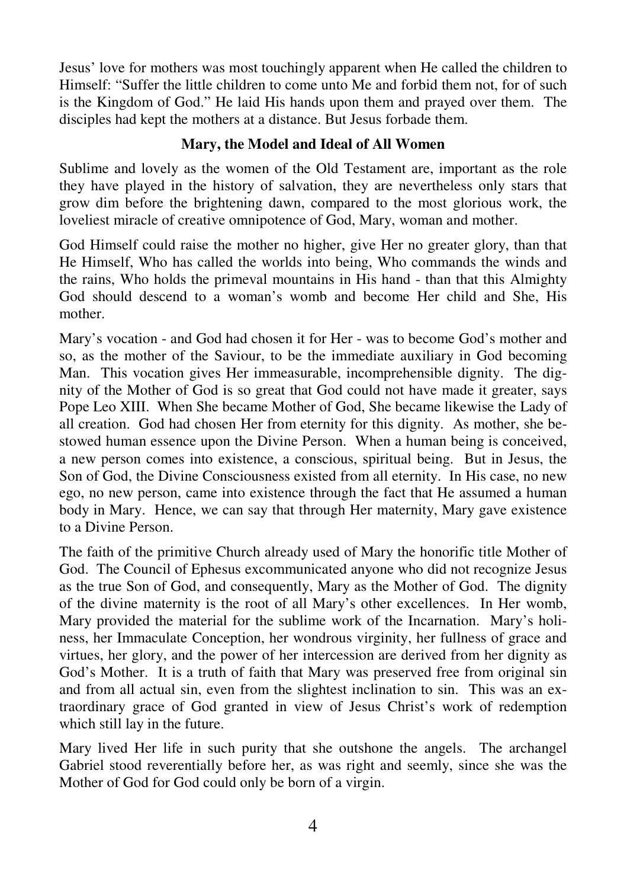Jesus' love for mothers was most touchingly apparent when He called the children to Himself: "Suffer the little children to come unto Me and forbid them not, for of such is the Kingdom of God." He laid His hands upon them and prayed over them. The disciples had kept the mothers at a distance. But Jesus forbade them.

## Mary, the Model and Ideal of All Women

Sublime and lovely as the women of the Old Testament are, important as the role they have played in the history of salvation, they are nevertheless only stars that grow dim before the brightening dawn, compared to the most glorious work, the loveliest miracle of creative omnipotence of God, Mary, woman and mother.

God Himself could raise the mother no higher, give Her no greater glory, than that He Himself, Who has called the worlds into being, Who commands the winds and the rains, Who holds the primeval mountains in His hand - than that this Almighty God should descend to a woman's womb and become Her child and She, His mother.

Mary's vocation - and God had chosen it for Her - was to become God's mother and so, as the mother of the Saviour, to be the immediate auxiliary in God becoming Man. This vocation gives Her immeasurable, incomprehensible dignity. The dignity of the Mother of God is so great that God could not have made it greater, says Pope Leo XIII. When She became Mother of God, She became likewise the Lady of all creation. God had chosen Her from eternity for this dignity. As mother, she bestowed human essence upon the Divine Person. When a human being is conceived, a new person comes into existence, a conscious, spiritual being. But in Jesus, the Son of God, the Divine Consciousness existed from all eternity. In His case, no new ego, no new person, came into existence through the fact that He assumed a human body in Mary. Hence, we can say that through Her maternity, Mary gave existence to a Divine Person.

The faith of the primitive Church already used of Mary the honorific title Mother of God. The Council of Ephesus excommunicated anyone who did not recognize Jesus as the true Son of God, and consequently, Mary as the Mother of God. The dignity of the divine maternity is the root of all Mary's other excellences. In Her womb, Mary provided the material for the sublime work of the Incarnation. Mary's holiness, her Immaculate Conception, her wondrous virginity, her fullness of grace and virtues, her glory, and the power of her intercession are derived from her dignity as God's Mother. It is a truth of faith that Mary was preserved free from original sin and from all actual sin, even from the slightest inclination to sin. This was an extraordinary grace of God granted in view of Jesus Christ's work of redemption which still lay in the future.

Mary lived Her life in such purity that she outshone the angels. The archangel Gabriel stood reverentially before her, as was right and seemly, since she was the Mother of God for God could only be born of a virgin.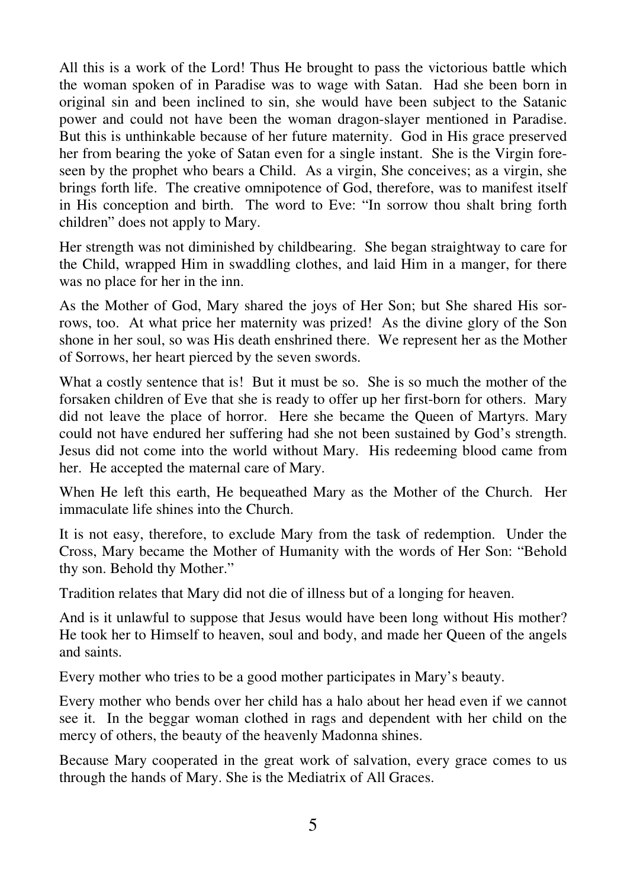All this is a work of the Lord! Thus He brought to pass the victorious battle which the woman spoken of in Paradise was to wage with Satan. Had she been born in original sin and been inclined to sin, she would have been subject to the Satanic power and could not have been the woman dragon-slayer mentioned in Paradise. But this is unthinkable because of her future maternity. God in His grace preserved her from bearing the yoke of Satan even for a single instant. She is the Virgin foreseen by the prophet who bears a Child. As a virgin, She conceives; as a virgin, she brings forth life. The creative omnipotence of God, therefore, was to manifest itself in His conception and birth. The word to Eve: "In sorrow thou shalt bring forth children" does not apply to Mary.

Her strength was not diminished by childbearing. She began straightway to care for the Child, wrapped Him in swaddling clothes, and laid Him in a manger, for there was no place for her in the inn.

As the Mother of God, Mary shared the joys of Her Son; but She shared His sorrows, too. At what price her maternity was prized! As the divine glory of the Son shone in her soul, so was His death enshrined there. We represent her as the Mother of Sorrows, her heart pierced by the seven swords.

What a costly sentence that is! But it must be so. She is so much the mother of the forsaken children of Eve that she is ready to offer up her first-born for others. Mary did not leave the place of horror. Here she became the Queen of Martyrs. Mary could not have endured her suffering had she not been sustained by God's strength. Jesus did not come into the world without Mary. His redeeming blood came from her. He accepted the maternal care of Mary.

When He left this earth, He bequeathed Mary as the Mother of the Church. Her immaculate life shines into the Church.

It is not easy, therefore, to exclude Mary from the task of redemption. Under the Cross, Mary became the Mother of Humanity with the words of Her Son: "Behold thy son. Behold thy Mother."

Tradition relates that Mary did not die of illness but of a longing for heaven.

And is it unlawful to suppose that Jesus would have been long without His mother? He took her to Himself to heaven, soul and body, and made her Queen of the angels and saints.

Every mother who tries to be a good mother participates in Mary's beauty.

Every mother who bends over her child has a halo about her head even if we cannot see it. In the beggar woman clothed in rags and dependent with her child on the mercy of others, the beauty of the heavenly Madonna shines.

Because Mary cooperated in the great work of salvation, every grace comes to us through the hands of Mary. She is the Mediatrix of All Graces.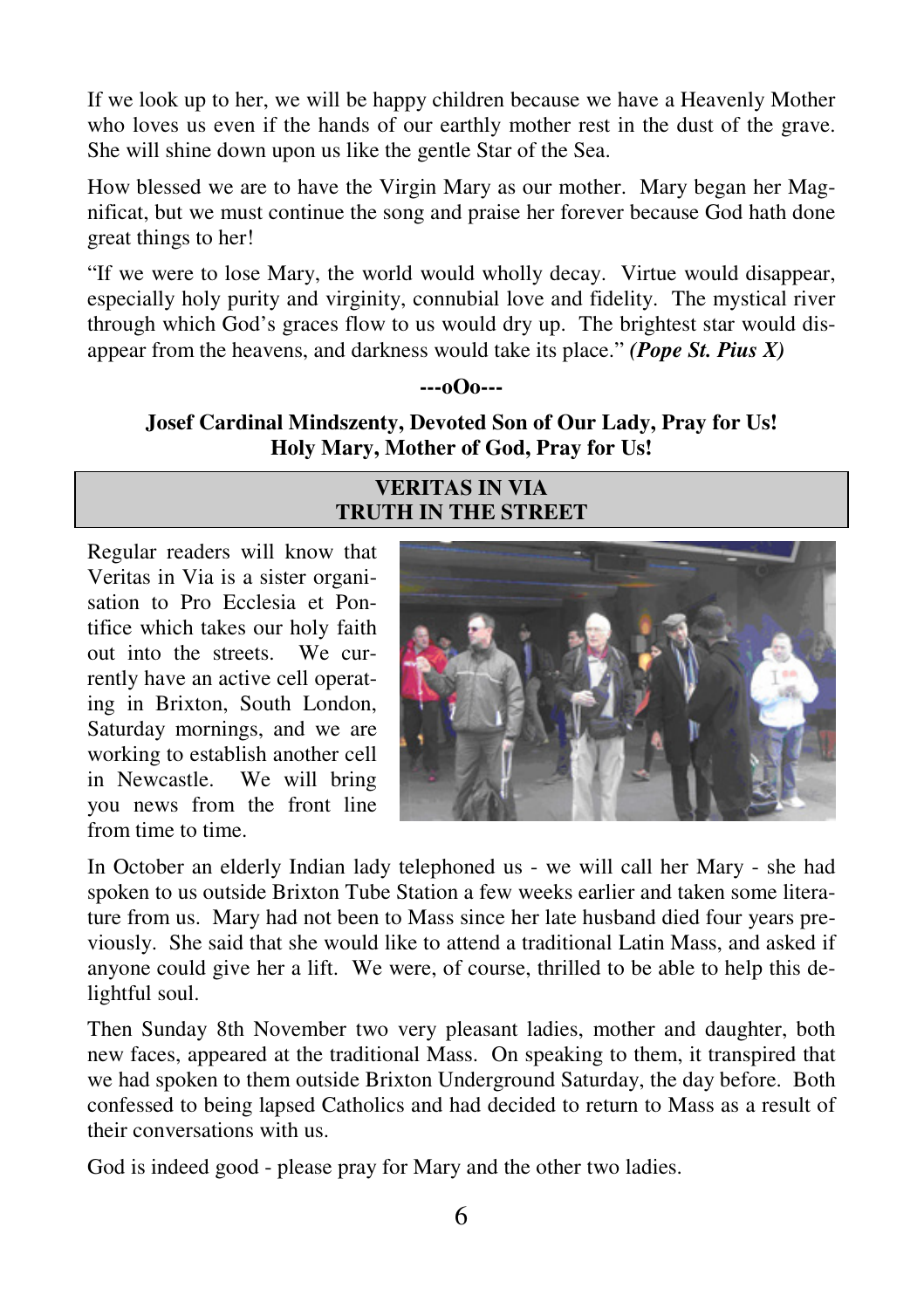If we look up to her, we will be happy children because we have a Heavenly Mother who loves us even if the hands of our earthly mother rest in the dust of the grave. She will shine down upon us like the gentle Star of the Sea.

How blessed we are to have the Virgin Mary as our mother. Mary began her Magnificat, but we must continue the song and praise her forever because God hath done great things to her!

"If we were to lose Mary, the world would wholly decay. Virtue would disappear, especially holy purity and virginity, connubial love and fidelity. The mystical river through which God's graces flow to us would dry up. The brightest star would disappear from the heavens, and darkness would take its place." ***(Pope St. Pius X)***

**---oOo---**

**Josef Cardinal Mindszenty, Devoted Son of Our Lady, Pray for Us!**
**Holy Mary, Mother of God, Pray for Us!**

## VERITAS IN VIA
## TRUTH IN THE STREET

Regular readers will know that Veritas in Via is a sister organisation to Pro Ecclesia et Pontifice which takes our holy faith out into the streets. We currently have an active cell operating in Brixton, South London, Saturday mornings, and we are working to establish another cell in Newcastle. We will bring you news from the front line from time to time.

In October an elderly Indian lady telephoned us - we will call her Mary - she had spoken to us outside Brixton Tube Station a few weeks earlier and taken some literature from us. Mary had not been to Mass since her late husband died four years previously. She said that she would like to attend a traditional Latin Mass, and asked if anyone could give her a lift. We were, of course, thrilled to be able to help this delightful soul.

Then Sunday 8th November two very pleasant ladies, mother and daughter, both new faces, appeared at the traditional Mass. On speaking to them, it transpired that we had spoken to them outside Brixton Underground Saturday, the day before. Both confessed to being lapsed Catholics and had decided to return to Mass as a result of their conversations with us.

God is indeed good - please pray for Mary and the other two ladies.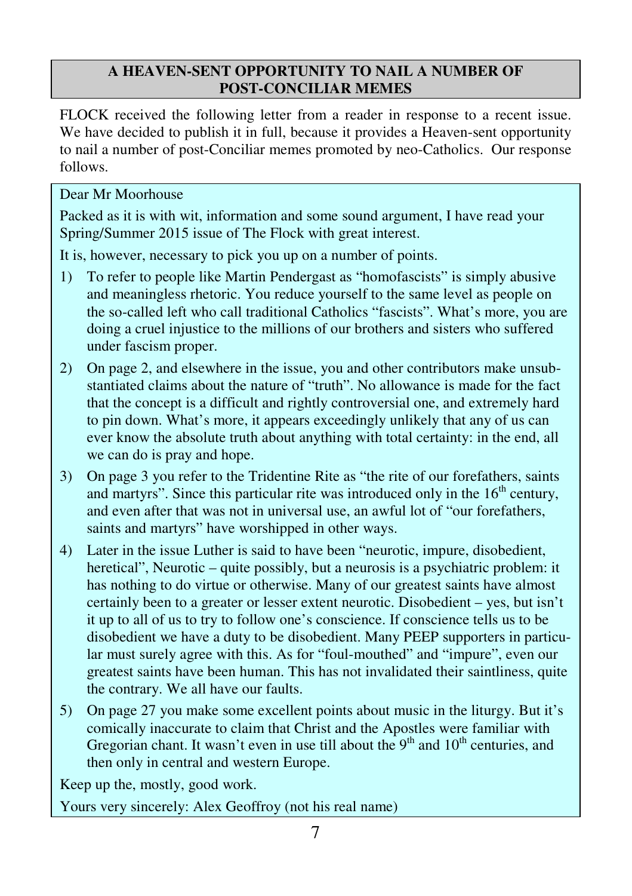## A HEAVEN-SENT OPPORTUNITY TO NAIL A NUMBER OF POST-CONCILIAR MEMES

FLOCK received the following letter from a reader in response to a recent issue. We have decided to publish it in full, because it provides a Heaven-sent opportunity to nail a number of post-Conciliar memes promoted by neo-Catholics. Our response follows.

Dear Mr Moorhouse

Packed as it is with wit, information and some sound argument, I have read your Spring/Summer 2015 issue of The Flock with great interest.

It is, however, necessary to pick you up on a number of points.

1) To refer to people like Martin Pendergast as "homofascists" is simply abusive and meaningless rhetoric. You reduce yourself to the same level as people on the so-called left who call traditional Catholics "fascists". What's more, you are doing a cruel injustice to the millions of our brothers and sisters who suffered under fascism proper.
2) On page 2, and elsewhere in the issue, you and other contributors make unsubstantiated claims about the nature of "truth". No allowance is made for the fact that the concept is a difficult and rightly controversial one, and extremely hard to pin down. What's more, it appears exceedingly unlikely that any of us can ever know the absolute truth about anything with total certainty: in the end, all we can do is pray and hope.
3) On page 3 you refer to the Tridentine Rite as "the rite of our forefathers, saints and martyrs". Since this particular rite was introduced only in the 16th century, and even after that was not in universal use, an awful lot of "our forefathers, saints and martyrs" have worshipped in other ways.
4) Later in the issue Luther is said to have been "neurotic, impure, disobedient, heretical", Neurotic – quite possibly, but a neurosis is a psychiatric problem: it has nothing to do virtue or otherwise. Many of our greatest saints have almost certainly been to a greater or lesser extent neurotic. Disobedient – yes, but isn't it up to all of us to try to follow one's conscience. If conscience tells us to be disobedient we have a duty to be disobedient. Many PEEP supporters in particular must surely agree with this. As for "foul-mouthed" and "impure", even our greatest saints have been human. This has not invalidated their saintliness, quite the contrary. We all have our faults.
5) On page 27 you make some excellent points about music in the liturgy. But it's comically inaccurate to claim that Christ and the Apostles were familiar with Gregorian chant. It wasn't even in use till about the 9th and 10th centuries, and then only in central and western Europe.

Keep up the, mostly, good work.

Yours very sincerely: Alex Geoffroy (not his real name)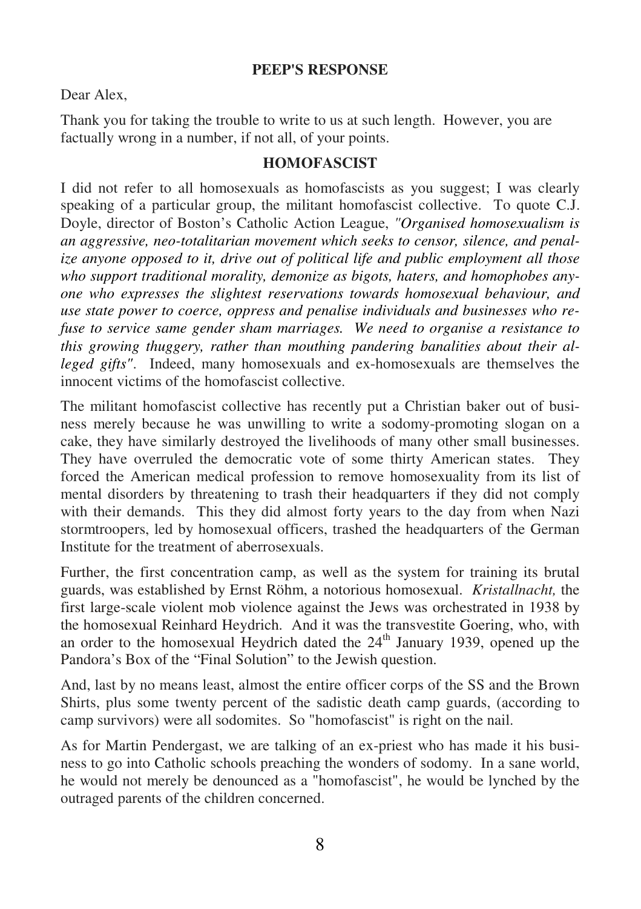## PEEP'S RESPONSE

Dear Alex,

Thank you for taking the trouble to write to us at such length. However, you are factually wrong in a number, if not all, of your points.

## HOMOFASCIST

I did not refer to all homosexuals as homofascists as you suggest; I was clearly speaking of a particular group, the militant homofascist collective. To quote C.J. Doyle, director of Boston's Catholic Action League, *"Organised homosexualism is an aggressive, neo-totalitarian movement which seeks to censor, silence, and penalize anyone opposed to it, drive out of political life and public employment all those who support traditional morality, demonize as bigots, haters, and homophobes anyone who expresses the slightest reservations towards homosexual behaviour, and use state power to coerce, oppress and penalise individuals and businesses who refuse to service same gender sham marriages. We need to organise a resistance to this growing thuggery, rather than mouthing pandering banalities about their alleged gifts"*. Indeed, many homosexuals and ex-homosexuals are themselves the innocent victims of the homofascist collective.

The militant homofascist collective has recently put a Christian baker out of business merely because he was unwilling to write a sodomy-promoting slogan on a cake, they have similarly destroyed the livelihoods of many other small businesses. They have overruled the democratic vote of some thirty American states. They forced the American medical profession to remove homosexuality from its list of mental disorders by threatening to trash their headquarters if they did not comply with their demands. This they did almost forty years to the day from when Nazi stormtroopers, led by homosexual officers, trashed the headquarters of the German Institute for the treatment of aberrosexuals.

Further, the first concentration camp, as well as the system for training its brutal guards, was established by Ernst Röhm, a notorious homosexual. *Kristallnacht,* the first large-scale violent mob violence against the Jews was orchestrated in 1938 by the homosexual Reinhard Heydrich. And it was the transvestite Goering, who, with an order to the homosexual Heydrich dated the 24th January 1939, opened up the Pandora's Box of the "Final Solution" to the Jewish question.

And, last by no means least, almost the entire officer corps of the SS and the Brown Shirts, plus some twenty percent of the sadistic death camp guards, (according to camp survivors) were all sodomites. So "homofascist" is right on the nail.

As for Martin Pendergast, we are talking of an ex-priest who has made it his business to go into Catholic schools preaching the wonders of sodomy. In a sane world, he would not merely be denounced as a "homofascist", he would be lynched by the outraged parents of the children concerned.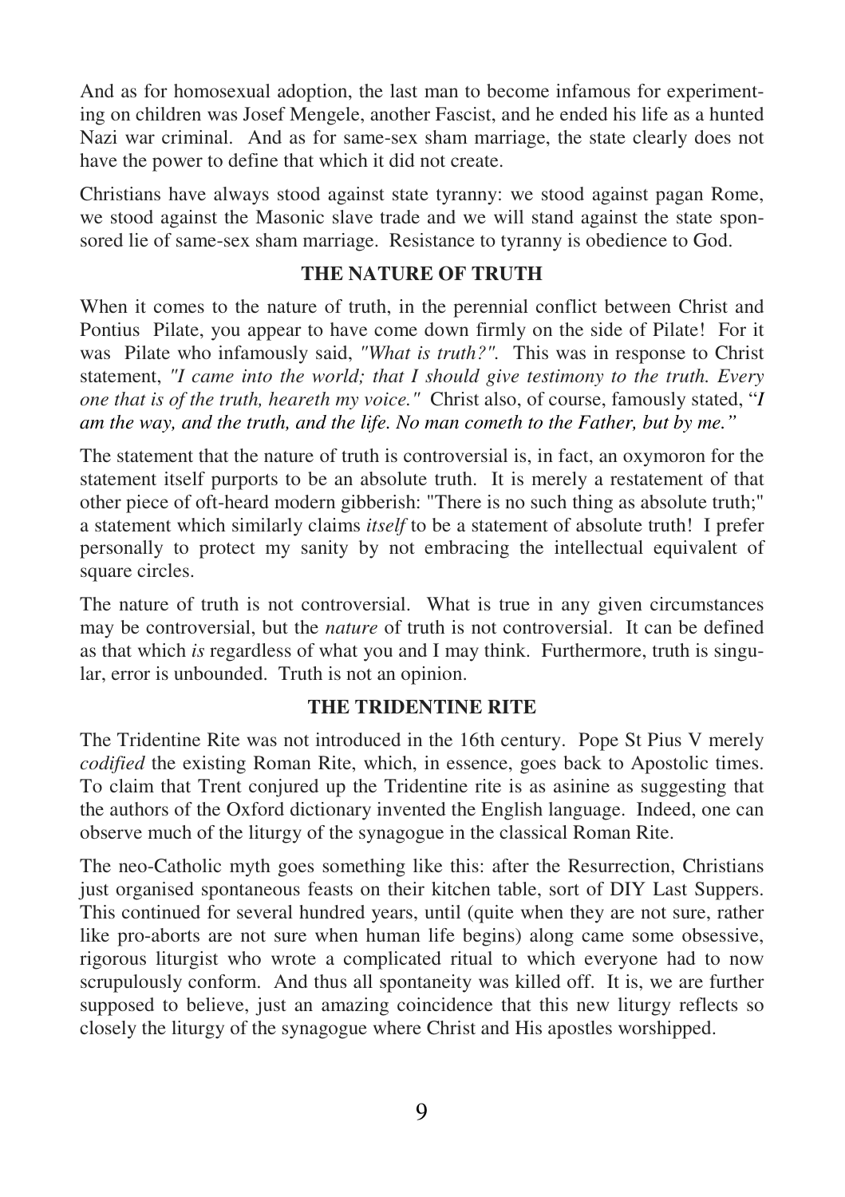And as for homosexual adoption, the last man to become infamous for experimenting on children was Josef Mengele, another Fascist, and he ended his life as a hunted Nazi war criminal. And as for same-sex sham marriage, the state clearly does not have the power to define that which it did not create.

Christians have always stood against state tyranny: we stood against pagan Rome, we stood against the Masonic slave trade and we will stand against the state sponsored lie of same-sex sham marriage. Resistance to tyranny is obedience to God.

## THE NATURE OF TRUTH

When it comes to the nature of truth, in the perennial conflict between Christ and Pontius Pilate, you appear to have come down firmly on the side of Pilate! For it was Pilate who infamously said, *"What is truth?".* This was in response to Christ statement, *"I came into the world; that I should give testimony to the truth. Every one that is of the truth, heareth my voice."* Christ also, of course, famously stated, "*I am the way, and the truth, and the life. No man cometh to the Father, but by me."*

The statement that the nature of truth is controversial is, in fact, an oxymoron for the statement itself purports to be an absolute truth. It is merely a restatement of that other piece of oft-heard modern gibberish: "There is no such thing as absolute truth;" a statement which similarly claims *itself* to be a statement of absolute truth! I prefer personally to protect my sanity by not embracing the intellectual equivalent of square circles.

The nature of truth is not controversial. What is true in any given circumstances may be controversial, but the *nature* of truth is not controversial. It can be defined as that which *is* regardless of what you and I may think. Furthermore, truth is singular, error is unbounded. Truth is not an opinion.

## THE TRIDENTINE RITE

The Tridentine Rite was not introduced in the 16th century. Pope St Pius V merely *codified* the existing Roman Rite, which, in essence, goes back to Apostolic times. To claim that Trent conjured up the Tridentine rite is as asinine as suggesting that the authors of the Oxford dictionary invented the English language. Indeed, one can observe much of the liturgy of the synagogue in the classical Roman Rite.

The neo-Catholic myth goes something like this: after the Resurrection, Christians just organised spontaneous feasts on their kitchen table, sort of DIY Last Suppers. This continued for several hundred years, until (quite when they are not sure, rather like pro-aborts are not sure when human life begins) along came some obsessive, rigorous liturgist who wrote a complicated ritual to which everyone had to now scrupulously conform. And thus all spontaneity was killed off. It is, we are further supposed to believe, just an amazing coincidence that this new liturgy reflects so closely the liturgy of the synagogue where Christ and His apostles worshipped.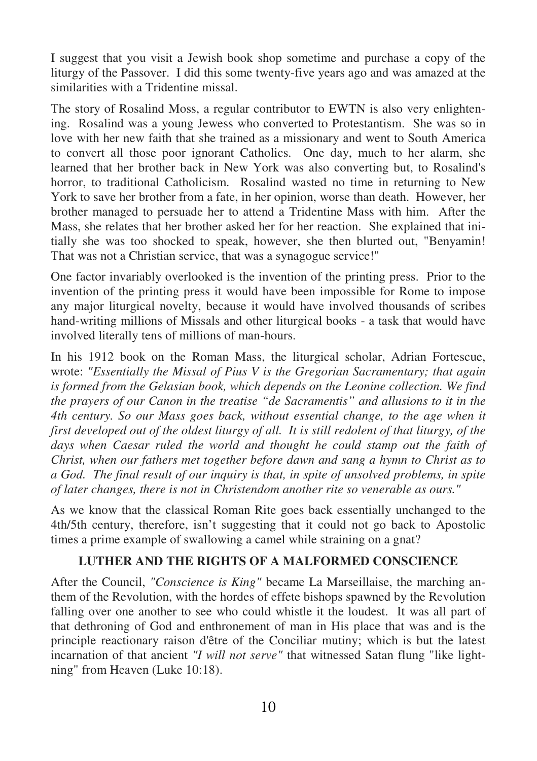I suggest that you visit a Jewish book shop sometime and purchase a copy of the liturgy of the Passover. I did this some twenty-five years ago and was amazed at the similarities with a Tridentine missal.

The story of Rosalind Moss, a regular contributor to EWTN is also very enlightening. Rosalind was a young Jewess who converted to Protestantism. She was so in love with her new faith that she trained as a missionary and went to South America to convert all those poor ignorant Catholics. One day, much to her alarm, she learned that her brother back in New York was also converting but, to Rosalind's horror, to traditional Catholicism. Rosalind wasted no time in returning to New York to save her brother from a fate, in her opinion, worse than death. However, her brother managed to persuade her to attend a Tridentine Mass with him. After the Mass, she relates that her brother asked her for her reaction. She explained that initially she was too shocked to speak, however, she then blurted out, "Benyamin! That was not a Christian service, that was a synagogue service!"

One factor invariably overlooked is the invention of the printing press. Prior to the invention of the printing press it would have been impossible for Rome to impose any major liturgical novelty, because it would have involved thousands of scribes hand-writing millions of Missals and other liturgical books - a task that would have involved literally tens of millions of man-hours.

In his 1912 book on the Roman Mass, the liturgical scholar, Adrian Fortescue, wrote: *"Essentially the Missal of Pius V is the Gregorian Sacramentary; that again is formed from the Gelasian book, which depends on the Leonine collection. We find the prayers of our Canon in the treatise "de Sacramentis" and allusions to it in the 4th century. So our Mass goes back, without essential change, to the age when it first developed out of the oldest liturgy of all. It is still redolent of that liturgy, of the days when Caesar ruled the world and thought he could stamp out the faith of Christ, when our fathers met together before dawn and sang a hymn to Christ as to a God. The final result of our inquiry is that, in spite of unsolved problems, in spite of later changes, there is not in Christendom another rite so venerable as ours."*

As we know that the classical Roman Rite goes back essentially unchanged to the 4th/5th century, therefore, isn't suggesting that it could not go back to Apostolic times a prime example of swallowing a camel while straining on a gnat?

## LUTHER AND THE RIGHTS OF A MALFORMED CONSCIENCE

After the Council, *"Conscience is King"* became La Marseillaise, the marching anthem of the Revolution, with the hordes of effete bishops spawned by the Revolution falling over one another to see who could whistle it the loudest. It was all part of that dethroning of God and enthronement of man in His place that was and is the principle reactionary raison d'être of the Conciliar mutiny; which is but the latest incarnation of that ancient *"I will not serve"* that witnessed Satan flung "like lightning" from Heaven (Luke 10:18).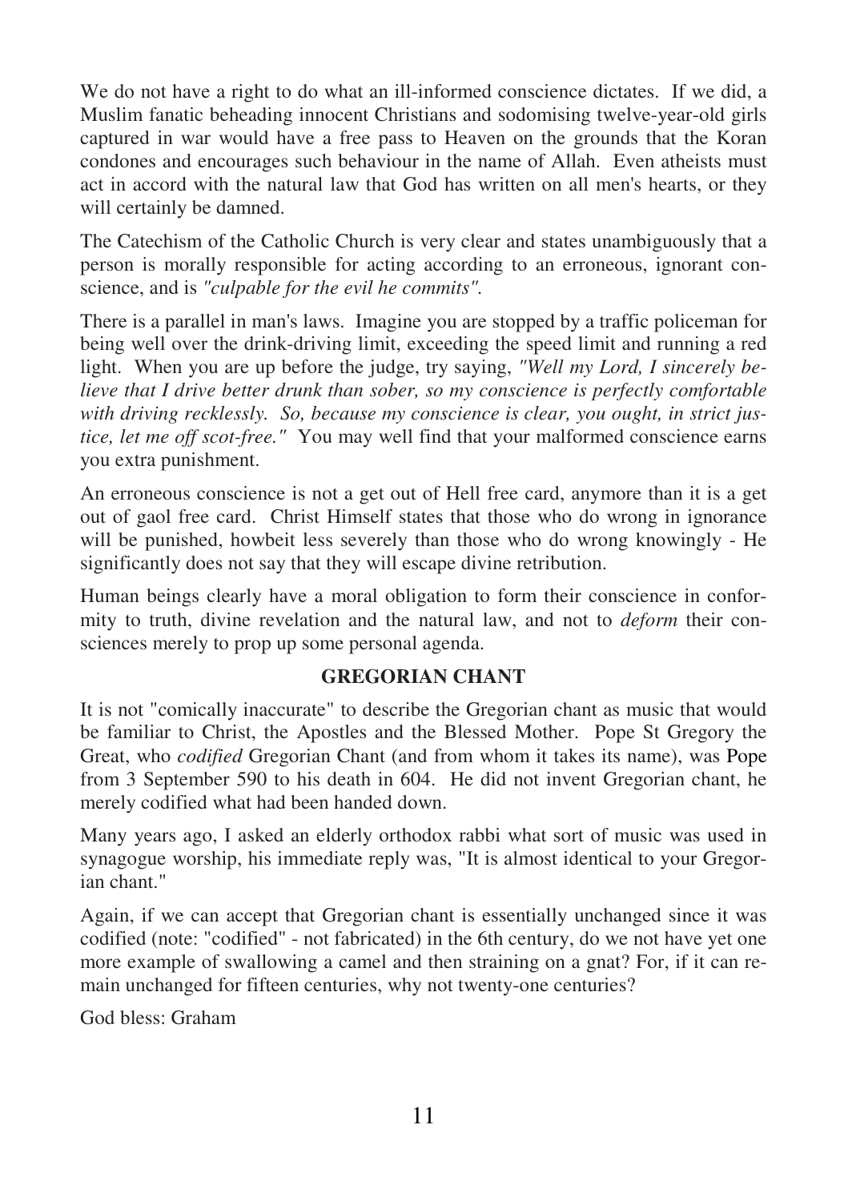We do not have a right to do what an ill-informed conscience dictates. If we did, a Muslim fanatic beheading innocent Christians and sodomising twelve-year-old girls captured in war would have a free pass to Heaven on the grounds that the Koran condones and encourages such behaviour in the name of Allah. Even atheists must act in accord with the natural law that God has written on all men's hearts, or they will certainly be damned.

The Catechism of the Catholic Church is very clear and states unambiguously that a person is morally responsible for acting according to an erroneous, ignorant conscience, and is *"culpable for the evil he commits".*

There is a parallel in man's laws. Imagine you are stopped by a traffic policeman for being well over the drink-driving limit, exceeding the speed limit and running a red light. When you are up before the judge, try saying, *"Well my Lord, I sincerely believe that I drive better drunk than sober, so my conscience is perfectly comfortable with driving recklessly. So, because my conscience is clear, you ought, in strict justice, let me off scot-free."* You may well find that your malformed conscience earns you extra punishment.

An erroneous conscience is not a get out of Hell free card, anymore than it is a get out of gaol free card. Christ Himself states that those who do wrong in ignorance will be punished, howbeit less severely than those who do wrong knowingly - He significantly does not say that they will escape divine retribution.

Human beings clearly have a moral obligation to form their conscience in conformity to truth, divine revelation and the natural law, and not to *deform* their consciences merely to prop up some personal agenda.

## GREGORIAN CHANT

It is not "comically inaccurate" to describe the Gregorian chant as music that would be familiar to Christ, the Apostles and the Blessed Mother. Pope St Gregory the Great, who *codified* Gregorian Chant (and from whom it takes its name), was Pope from 3 September 590 to his death in 604. He did not invent Gregorian chant, he merely codified what had been handed down.

Many years ago, I asked an elderly orthodox rabbi what sort of music was used in synagogue worship, his immediate reply was, "It is almost identical to your Gregorian chant."

Again, if we can accept that Gregorian chant is essentially unchanged since it was codified (note: "codified" - not fabricated) in the 6th century, do we not have yet one more example of swallowing a camel and then straining on a gnat? For, if it can remain unchanged for fifteen centuries, why not twenty-one centuries?

God bless: Graham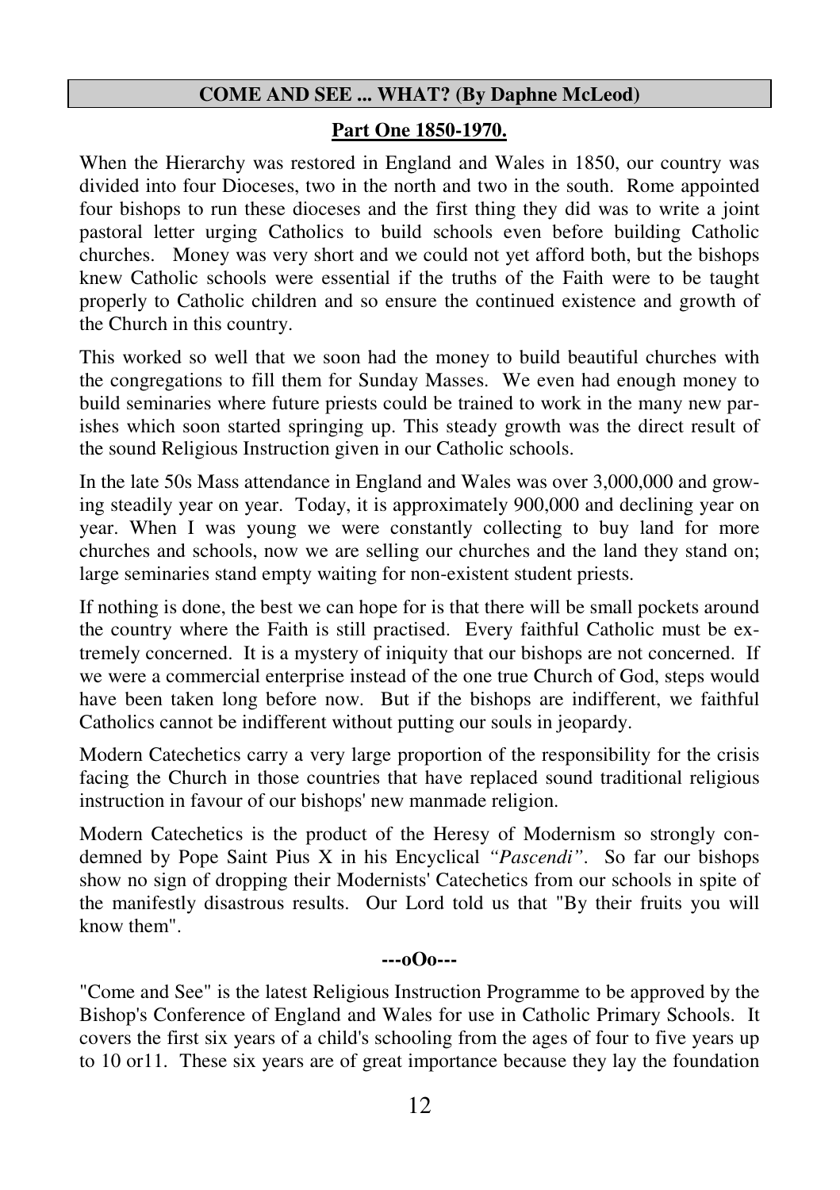## COME AND SEE ... WHAT? (By Daphne McLeod)

### Part One 1850-1970.

When the Hierarchy was restored in England and Wales in 1850, our country was divided into four Dioceses, two in the north and two in the south. Rome appointed four bishops to run these dioceses and the first thing they did was to write a joint pastoral letter urging Catholics to build schools even before building Catholic churches. Money was very short and we could not yet afford both, but the bishops knew Catholic schools were essential if the truths of the Faith were to be taught properly to Catholic children and so ensure the continued existence and growth of the Church in this country.

This worked so well that we soon had the money to build beautiful churches with the congregations to fill them for Sunday Masses. We even had enough money to build seminaries where future priests could be trained to work in the many new parishes which soon started springing up. This steady growth was the direct result of the sound Religious Instruction given in our Catholic schools.

In the late 50s Mass attendance in England and Wales was over 3,000,000 and growing steadily year on year. Today, it is approximately 900,000 and declining year on year. When I was young we were constantly collecting to buy land for more churches and schools, now we are selling our churches and the land they stand on; large seminaries stand empty waiting for non-existent student priests.

If nothing is done, the best we can hope for is that there will be small pockets around the country where the Faith is still practised. Every faithful Catholic must be extremely concerned. It is a mystery of iniquity that our bishops are not concerned. If we were a commercial enterprise instead of the one true Church of God, steps would have been taken long before now. But if the bishops are indifferent, we faithful Catholics cannot be indifferent without putting our souls in jeopardy.

Modern Catechetics carry a very large proportion of the responsibility for the crisis facing the Church in those countries that have replaced sound traditional religious instruction in favour of our bishops' new manmade religion.

Modern Catechetics is the product of the Heresy of Modernism so strongly condemned by Pope Saint Pius X in his Encyclical *"Pascendi"*. So far our bishops show no sign of dropping their Modernists' Catechetics from our schools in spite of the manifestly disastrous results. Our Lord told us that "By their fruits you will know them".

**---oOo---**

"Come and See" is the latest Religious Instruction Programme to be approved by the Bishop's Conference of England and Wales for use in Catholic Primary Schools. It covers the first six years of a child's schooling from the ages of four to five years up to 10 or11. These six years are of great importance because they lay the foundation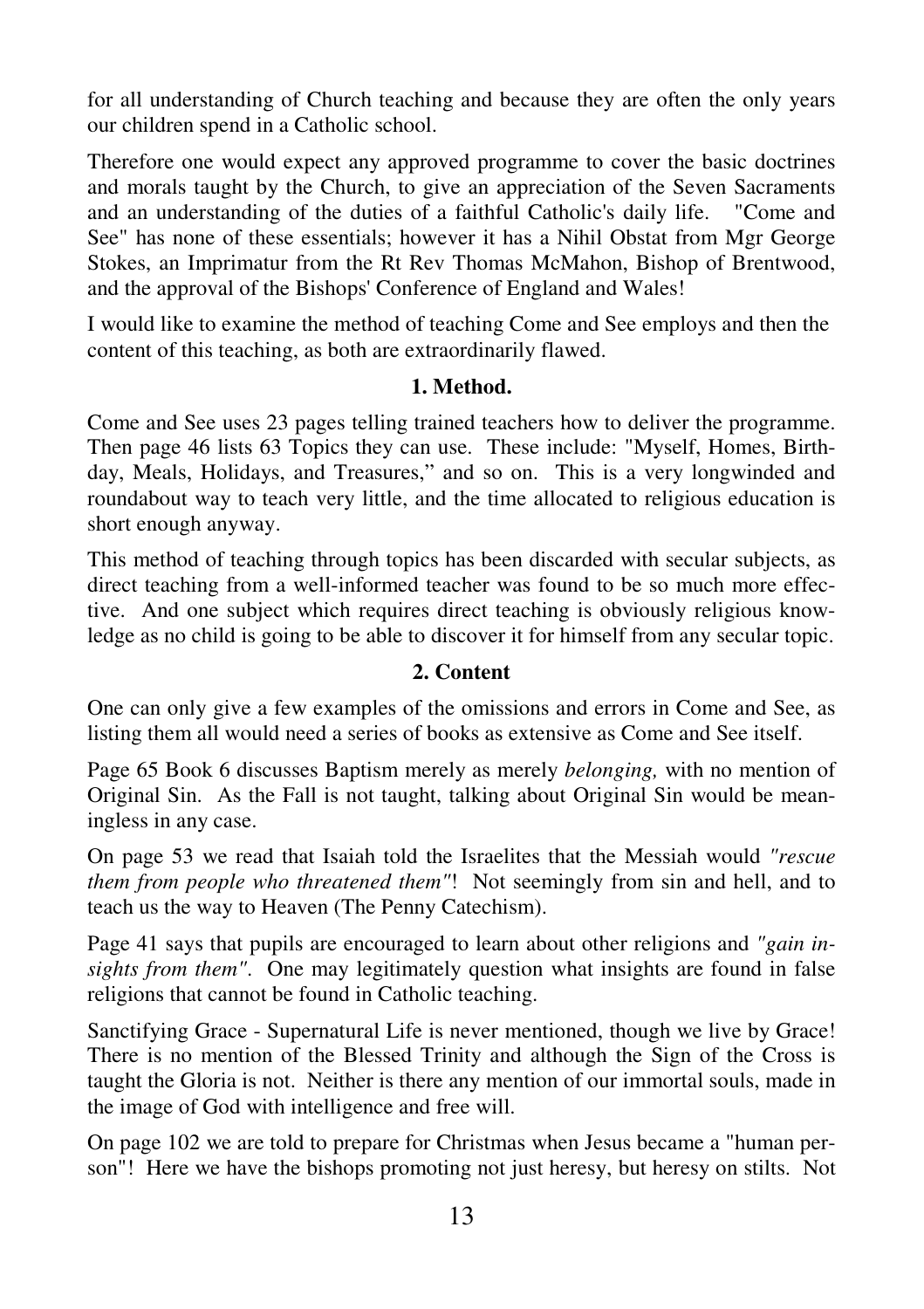for all understanding of Church teaching and because they are often the only years our children spend in a Catholic school.

Therefore one would expect any approved programme to cover the basic doctrines and morals taught by the Church, to give an appreciation of the Seven Sacraments and an understanding of the duties of a faithful Catholic's daily life. "Come and See" has none of these essentials; however it has a Nihil Obstat from Mgr George Stokes, an Imprimatur from the Rt Rev Thomas McMahon, Bishop of Brentwood, and the approval of the Bishops' Conference of England and Wales!

I would like to examine the method of teaching Come and See employs and then the content of this teaching, as both are extraordinarily flawed.

**1. Method.**

Come and See uses 23 pages telling trained teachers how to deliver the programme. Then page 46 lists 63 Topics they can use. These include: "Myself, Homes, Birthday, Meals, Holidays, and Treasures," and so on. This is a very longwinded and roundabout way to teach very little, and the time allocated to religious education is short enough anyway.

This method of teaching through topics has been discarded with secular subjects, as direct teaching from a well-informed teacher was found to be so much more effective. And one subject which requires direct teaching is obviously religious knowledge as no child is going to be able to discover it for himself from any secular topic.

**2. Content**

One can only give a few examples of the omissions and errors in Come and See, as listing them all would need a series of books as extensive as Come and See itself.

Page 65 Book 6 discusses Baptism merely as merely *belonging,* with no mention of Original Sin. As the Fall is not taught, talking about Original Sin would be meaningless in any case.

On page 53 we read that Isaiah told the Israelites that the Messiah would *"rescue them from people who threatened them"*! Not seemingly from sin and hell, and to teach us the way to Heaven (The Penny Catechism).

Page 41 says that pupils are encouraged to learn about other religions and *"gain insights from them"*. One may legitimately question what insights are found in false religions that cannot be found in Catholic teaching.

Sanctifying Grace - Supernatural Life is never mentioned, though we live by Grace! There is no mention of the Blessed Trinity and although the Sign of the Cross is taught the Gloria is not. Neither is there any mention of our immortal souls, made in the image of God with intelligence and free will.

On page 102 we are told to prepare for Christmas when Jesus became a "human person"! Here we have the bishops promoting not just heresy, but heresy on stilts. Not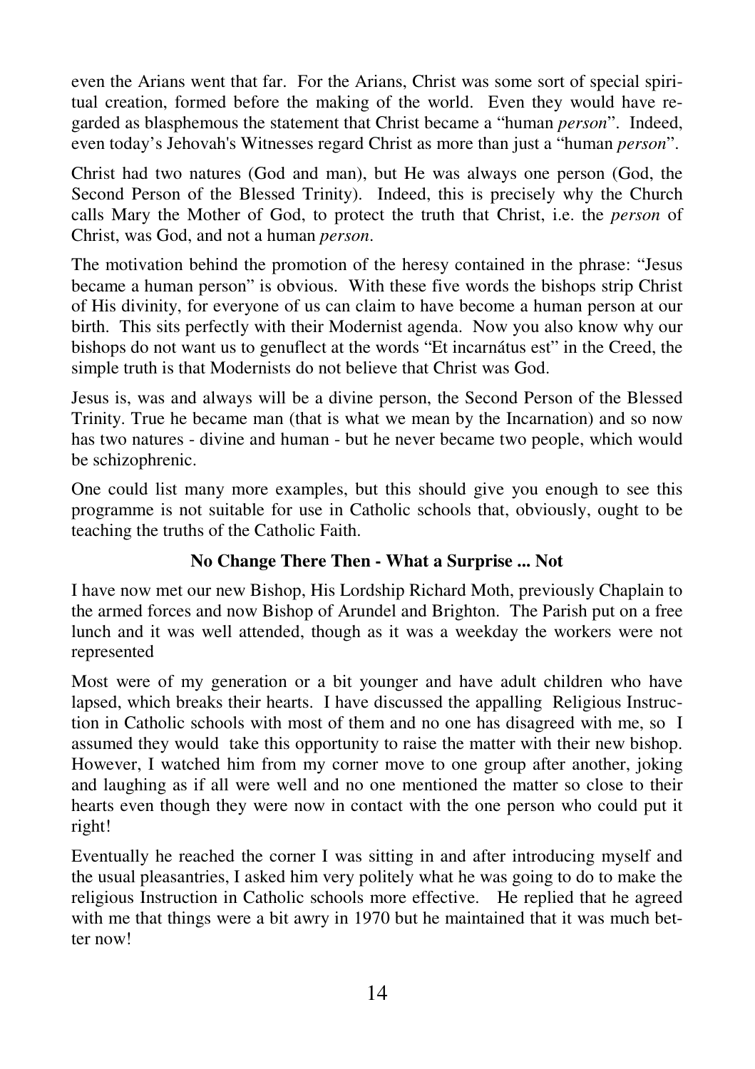even the Arians went that far. For the Arians, Christ was some sort of special spiritual creation, formed before the making of the world. Even they would have regarded as blasphemous the statement that Christ became a "human *person*". Indeed, even today's Jehovah's Witnesses regard Christ as more than just a "human *person*".

Christ had two natures (God and man), but He was always one person (God, the Second Person of the Blessed Trinity). Indeed, this is precisely why the Church calls Mary the Mother of God, to protect the truth that Christ, i.e. the *person* of Christ, was God, and not a human *person*.

The motivation behind the promotion of the heresy contained in the phrase: "Jesus became a human person" is obvious. With these five words the bishops strip Christ of His divinity, for everyone of us can claim to have become a human person at our birth. This sits perfectly with their Modernist agenda. Now you also know why our bishops do not want us to genuflect at the words "Et incarnátus est" in the Creed, the simple truth is that Modernists do not believe that Christ was God.

Jesus is, was and always will be a divine person, the Second Person of the Blessed Trinity. True he became man (that is what we mean by the Incarnation) and so now has two natures - divine and human - but he never became two people, which would be schizophrenic.

One could list many more examples, but this should give you enough to see this programme is not suitable for use in Catholic schools that, obviously, ought to be teaching the truths of the Catholic Faith.

**No Change There Then - What a Surprise ... Not**

I have now met our new Bishop, His Lordship Richard Moth, previously Chaplain to the armed forces and now Bishop of Arundel and Brighton. The Parish put on a free lunch and it was well attended, though as it was a weekday the workers were not represented

Most were of my generation or a bit younger and have adult children who have lapsed, which breaks their hearts. I have discussed the appalling Religious Instruction in Catholic schools with most of them and no one has disagreed with me, so I assumed they would take this opportunity to raise the matter with their new bishop. However, I watched him from my corner move to one group after another, joking and laughing as if all were well and no one mentioned the matter so close to their hearts even though they were now in contact with the one person who could put it right!

Eventually he reached the corner I was sitting in and after introducing myself and the usual pleasantries, I asked him very politely what he was going to do to make the religious Instruction in Catholic schools more effective. He replied that he agreed with me that things were a bit awry in 1970 but he maintained that it was much better now!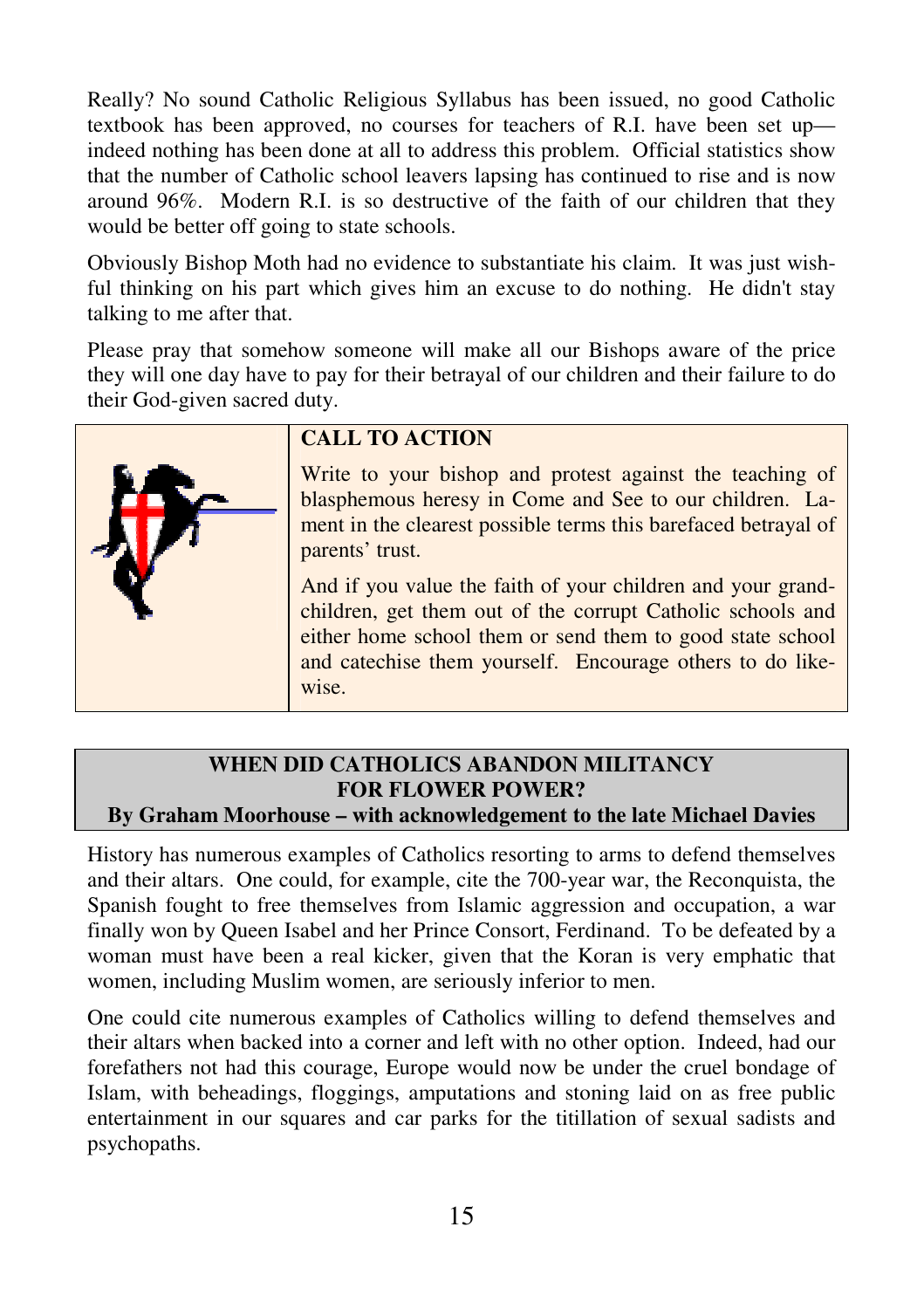Really? No sound Catholic Religious Syllabus has been issued, no good Catholic textbook has been approved, no courses for teachers of R.I. have been set up—indeed nothing has been done at all to address this problem. Official statistics show that the number of Catholic school leavers lapsing has continued to rise and is now around 96%. Modern R.I. is so destructive of the faith of our children that they would be better off going to state schools.

Obviously Bishop Moth had no evidence to substantiate his claim. It was just wishful thinking on his part which gives him an excuse to do nothing. He didn't stay talking to me after that.

Please pray that somehow someone will make all our Bishops aware of the price they will one day have to pay for their betrayal of our children and their failure to do their God-given sacred duty.

**CALL TO ACTION**

Write to your bishop and protest against the teaching of blasphemous heresy in Come and See to our children. Lament in the clearest possible terms this barefaced betrayal of parents' trust.

And if you value the faith of your children and your grandchildren, get them out of the corrupt Catholic schools and either home school them or send them to good state school and catechise them yourself. Encourage others to do likewise.

## WHEN DID CATHOLICS ABANDON MILITANCY FOR FLOWER POWER?

**By Graham Moorhouse – with acknowledgement to the late Michael Davies**

History has numerous examples of Catholics resorting to arms to defend themselves and their altars. One could, for example, cite the 700-year war, the Reconquista, the Spanish fought to free themselves from Islamic aggression and occupation, a war finally won by Queen Isabel and her Prince Consort, Ferdinand. To be defeated by a woman must have been a real kicker, given that the Koran is very emphatic that women, including Muslim women, are seriously inferior to men.

One could cite numerous examples of Catholics willing to defend themselves and their altars when backed into a corner and left with no other option. Indeed, had our forefathers not had this courage, Europe would now be under the cruel bondage of Islam, with beheadings, floggings, amputations and stoning laid on as free public entertainment in our squares and car parks for the titillation of sexual sadists and psychopaths.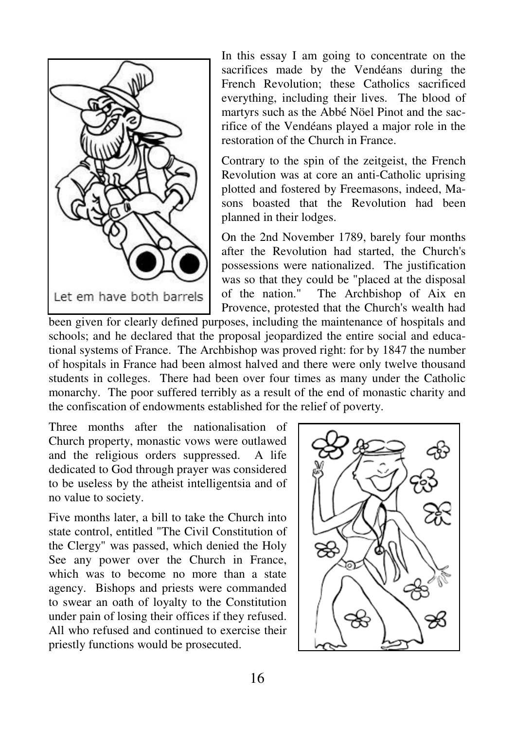Let em have both barrels

In this essay I am going to concentrate on the sacrifices made by the Vendéans during the French Revolution; these Catholics sacrificed everything, including their lives. The blood of martyrs such as the Abbé Nöel Pinot and the sacrifice of the Vendéans played a major role in the restoration of the Church in France.

Contrary to the spin of the zeitgeist, the French Revolution was at core an anti-Catholic uprising plotted and fostered by Freemasons, indeed, Masons boasted that the Revolution had been planned in their lodges.

On the 2nd November 1789, barely four months after the Revolution had started, the Church's possessions were nationalized. The justification was so that they could be "placed at the disposal of the nation." The Archbishop of Aix en Provence, protested that the Church's wealth had been given for clearly defined purposes, including the maintenance of hospitals and schools; and he declared that the proposal jeopardized the entire social and educational systems of France. The Archbishop was proved right: for by 1847 the number of hospitals in France had been almost halved and there were only twelve thousand students in colleges. There had been over four times as many under the Catholic monarchy. The poor suffered terribly as a result of the end of monastic charity and the confiscation of endowments established for the relief of poverty.

Three months after the nationalisation of Church property, monastic vows were outlawed and the religious orders suppressed. A life dedicated to God through prayer was considered to be useless by the atheist intelligentsia and of no value to society.

Five months later, a bill to take the Church into state control, entitled "The Civil Constitution of the Clergy" was passed, which denied the Holy See any power over the Church in France, which was to become no more than a state agency. Bishops and priests were commanded to swear an oath of loyalty to the Constitution under pain of losing their offices if they refused. All who refused and continued to exercise their priestly functions would be prosecuted.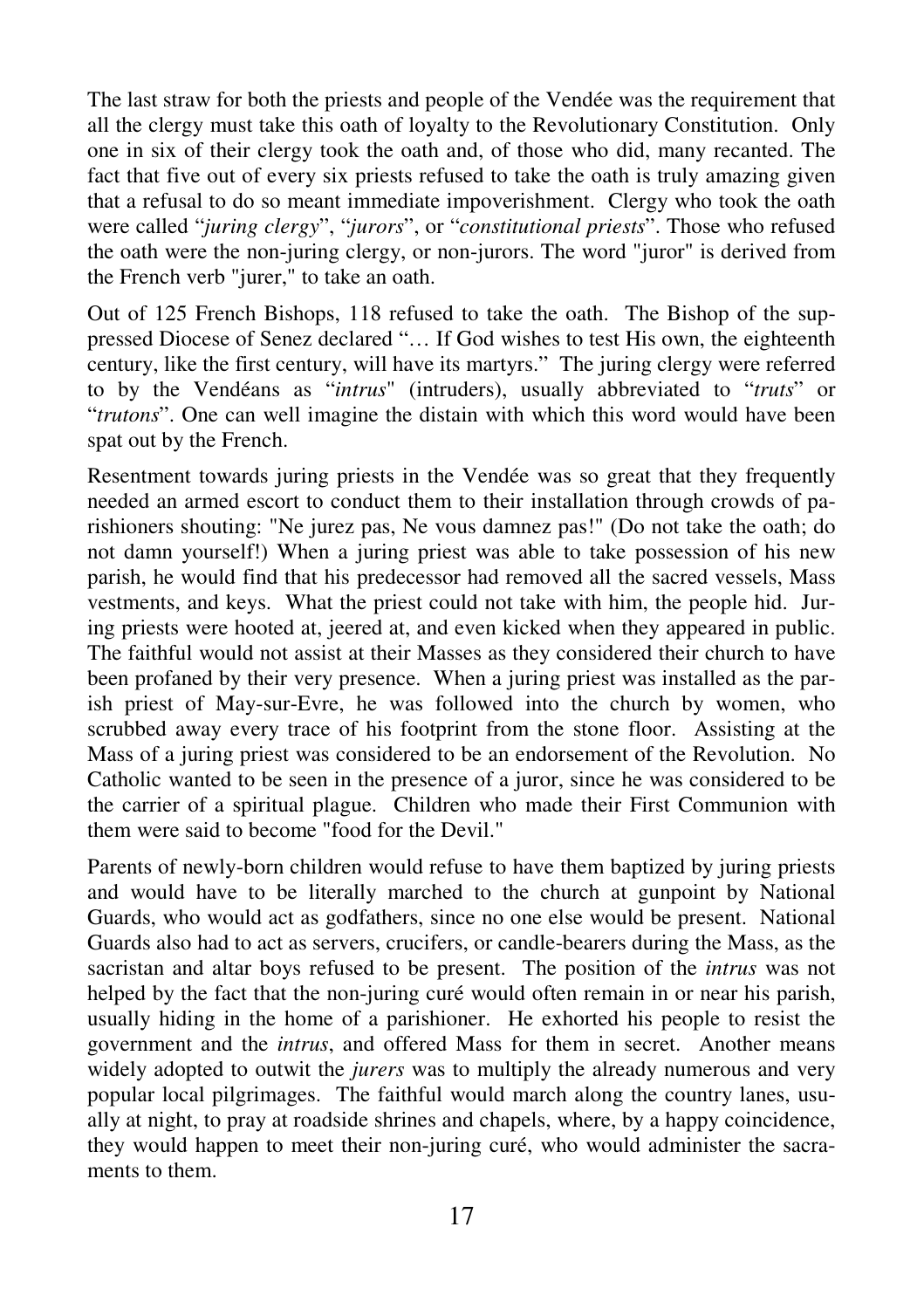The last straw for both the priests and people of the Vendée was the requirement that all the clergy must take this oath of loyalty to the Revolutionary Constitution. Only one in six of their clergy took the oath and, of those who did, many recanted. The fact that five out of every six priests refused to take the oath is truly amazing given that a refusal to do so meant immediate impoverishment. Clergy who took the oath were called "*juring clergy*", "*jurors*", or "*constitutional priests*". Those who refused the oath were the non-juring clergy, or non-jurors. The word "juror" is derived from the French verb "jurer," to take an oath.

Out of 125 French Bishops, 118 refused to take the oath. The Bishop of the suppressed Diocese of Senez declared "… If God wishes to test His own, the eighteenth century, like the first century, will have its martyrs." The juring clergy were referred to by the Vendéans as "*intrus*" (intruders), usually abbreviated to "*truts*" or "*trutons*". One can well imagine the distain with which this word would have been spat out by the French.

Resentment towards juring priests in the Vendée was so great that they frequently needed an armed escort to conduct them to their installation through crowds of parishioners shouting: "Ne jurez pas, Ne vous damnez pas!" (Do not take the oath; do not damn yourself!) When a juring priest was able to take possession of his new parish, he would find that his predecessor had removed all the sacred vessels, Mass vestments, and keys. What the priest could not take with him, the people hid. Juring priests were hooted at, jeered at, and even kicked when they appeared in public. The faithful would not assist at their Masses as they considered their church to have been profaned by their very presence. When a juring priest was installed as the parish priest of May-sur-Evre, he was followed into the church by women, who scrubbed away every trace of his footprint from the stone floor. Assisting at the Mass of a juring priest was considered to be an endorsement of the Revolution. No Catholic wanted to be seen in the presence of a juror, since he was considered to be the carrier of a spiritual plague. Children who made their First Communion with them were said to become "food for the Devil."

Parents of newly-born children would refuse to have them baptized by juring priests and would have to be literally marched to the church at gunpoint by National Guards, who would act as godfathers, since no one else would be present. National Guards also had to act as servers, crucifers, or candle-bearers during the Mass, as the sacristan and altar boys refused to be present. The position of the *intrus* was not helped by the fact that the non-juring curé would often remain in or near his parish, usually hiding in the home of a parishioner. He exhorted his people to resist the government and the *intrus*, and offered Mass for them in secret. Another means widely adopted to outwit the *jurers* was to multiply the already numerous and very popular local pilgrimages. The faithful would march along the country lanes, usually at night, to pray at roadside shrines and chapels, where, by a happy coincidence, they would happen to meet their non-juring curé, who would administer the sacraments to them.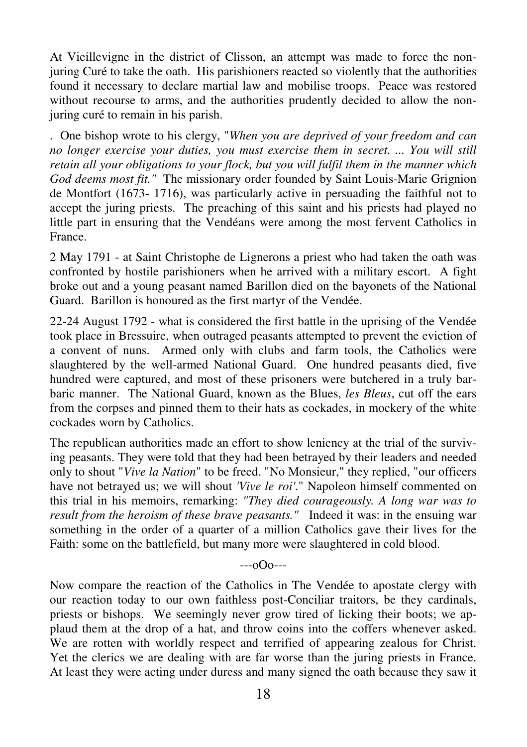At Vieillevigne in the district of Clisson, an attempt was made to force the non-juring Curé to take the oath. His parishioners reacted so violently that the authorities found it necessary to declare martial law and mobilise troops. Peace was restored without recourse to arms, and the authorities prudently decided to allow the non-juring curé to remain in his parish.

. One bishop wrote to his clergy, "*When you are deprived of your freedom and can no longer exercise your duties, you must exercise them in secret. ... You will still retain all your obligations to your flock, but you will fulfil them in the manner which God deems most fit.*" The missionary order founded by Saint Louis-Marie Grignion de Montfort (1673- 1716), was particularly active in persuading the faithful not to accept the juring priests. The preaching of this saint and his priests had played no little part in ensuring that the Vendéans were among the most fervent Catholics in France.

2 May 1791 - at Saint Christophe de Lignerons a priest who had taken the oath was confronted by hostile parishioners when he arrived with a military escort. A fight broke out and a young peasant named Barillon died on the bayonets of the National Guard. Barillon is honoured as the first martyr of the Vendée.

22-24 August 1792 - what is considered the first battle in the uprising of the Vendée took place in Bressuire, when outraged peasants attempted to prevent the eviction of a convent of nuns. Armed only with clubs and farm tools, the Catholics were slaughtered by the well-armed National Guard. One hundred peasants died, five hundred were captured, and most of these prisoners were butchered in a truly barbaric manner. The National Guard, known as the Blues, *les Bleus*, cut off the ears from the corpses and pinned them to their hats as cockades, in mockery of the white cockades worn by Catholics.

The republican authorities made an effort to show leniency at the trial of the surviving peasants. They were told that they had been betrayed by their leaders and needed only to shout "*Vive la Nation*" to be freed. "No Monsieur," they replied, "our officers have not betrayed us; we will shout *'Vive le roi'*." Napoleon himself commented on this trial in his memoirs, remarking: *"They died courageously. A long war was to result from the heroism of these brave peasants."* Indeed it was: in the ensuing war something in the order of a quarter of a million Catholics gave their lives for the Faith: some on the battlefield, but many more were slaughtered in cold blood.

---oOo---

Now compare the reaction of the Catholics in The Vendée to apostate clergy with our reaction today to our own faithless post-Conciliar traitors, be they cardinals, priests or bishops. We seemingly never grow tired of licking their boots; we applaud them at the drop of a hat, and throw coins into the coffers whenever asked. We are rotten with worldly respect and terrified of appearing zealous for Christ. Yet the clerics we are dealing with are far worse than the juring priests in France. At least they were acting under duress and many signed the oath because they saw it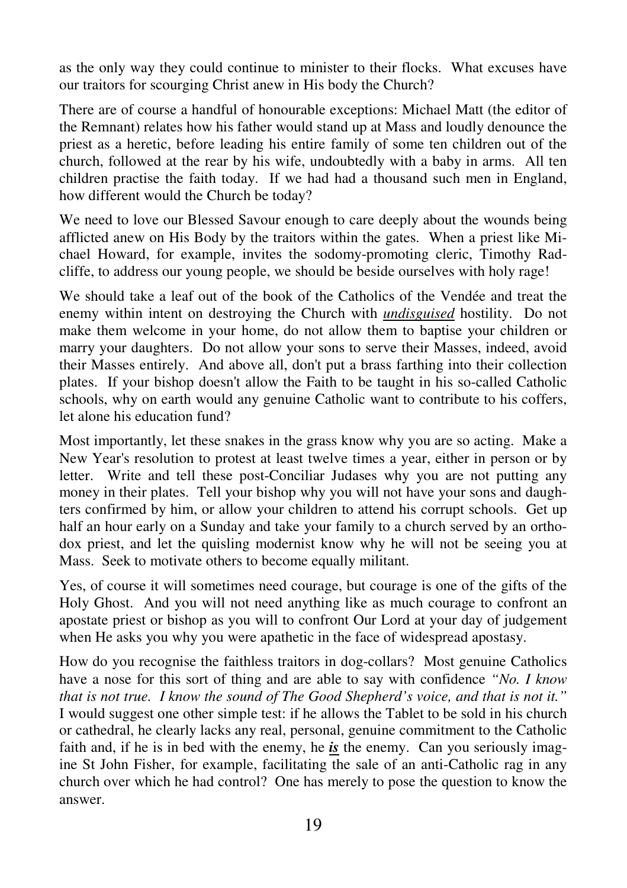as the only way they could continue to minister to their flocks. What excuses have our traitors for scourging Christ anew in His body the Church?

There are of course a handful of honourable exceptions: Michael Matt (the editor of the Remnant) relates how his father would stand up at Mass and loudly denounce the priest as a heretic, before leading his entire family of some ten children out of the church, followed at the rear by his wife, undoubtedly with a baby in arms. All ten children practise the faith today. If we had had a thousand such men in England, how different would the Church be today?

We need to love our Blessed Savour enough to care deeply about the wounds being afflicted anew on His Body by the traitors within the gates. When a priest like Michael Howard, for example, invites the sodomy-promoting cleric, Timothy Radcliffe, to address our young people, we should be beside ourselves with holy rage!

We should take a leaf out of the book of the Catholics of the Vendée and treat the enemy within intent on destroying the Church with ***undisguised*** hostility. Do not make them welcome in your home, do not allow them to baptise your children or marry your daughters. Do not allow your sons to serve their Masses, indeed, avoid their Masses entirely. And above all, don't put a brass farthing into their collection plates. If your bishop doesn't allow the Faith to be taught in his so-called Catholic schools, why on earth would any genuine Catholic want to contribute to his coffers, let alone his education fund?

Most importantly, let these snakes in the grass know why you are so acting. Make a New Year's resolution to protest at least twelve times a year, either in person or by letter. Write and tell these post-Conciliar Judases why you are not putting any money in their plates. Tell your bishop why you will not have your sons and daughters confirmed by him, or allow your children to attend his corrupt schools. Get up half an hour early on a Sunday and take your family to a church served by an orthodox priest, and let the quisling modernist know why he will not be seeing you at Mass. Seek to motivate others to become equally militant.

Yes, of course it will sometimes need courage, but courage is one of the gifts of the Holy Ghost. And you will not need anything like as much courage to confront an apostate priest or bishop as you will to confront Our Lord at your day of judgement when He asks you why you were apathetic in the face of widespread apostasy.

How do you recognise the faithless traitors in dog-collars? Most genuine Catholics have a nose for this sort of thing and are able to say with confidence *"No. I know that is not true. I know the sound of The Good Shepherd's voice, and that is not it."* I would suggest one other simple test: if he allows the Tablet to be sold in his church or cathedral, he clearly lacks any real, personal, genuine commitment to the Catholic faith and, if he is in bed with the enemy, he ***is*** the enemy. Can you seriously imagine St John Fisher, for example, facilitating the sale of an anti-Catholic rag in any church over which he had control? One has merely to pose the question to know the answer.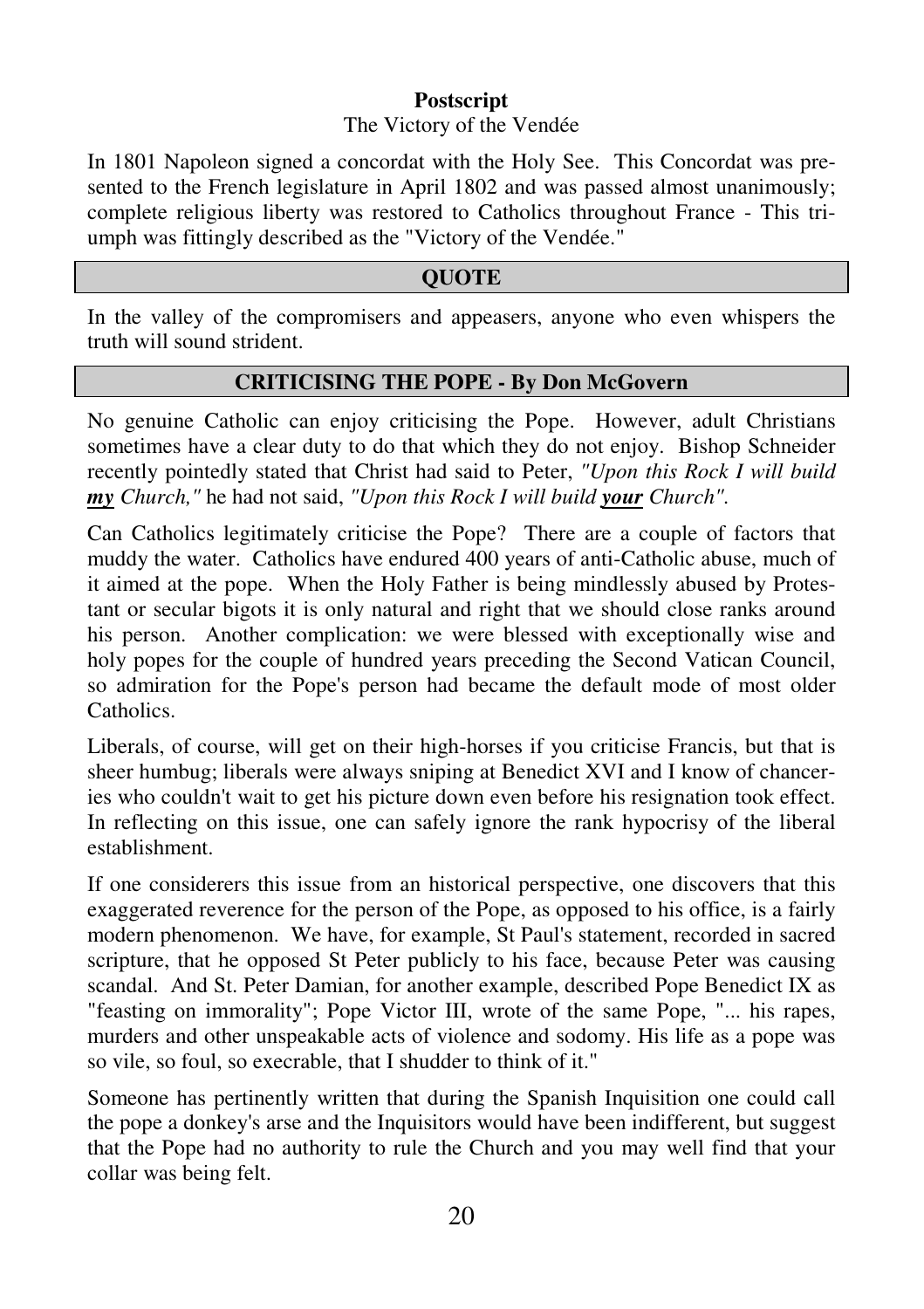**Postscript**

The Victory of the Vendée

In 1801 Napoleon signed a concordat with the Holy See. This Concordat was presented to the French legislature in April 1802 and was passed almost unanimously; complete religious liberty was restored to Catholics throughout France - This triumph was fittingly described as the "Victory of the Vendée."

## QUOTE

In the valley of the compromisers and appeasers, anyone who even whispers the truth will sound strident.

## CRITICISING THE POPE - By Don McGovern

No genuine Catholic can enjoy criticising the Pope. However, adult Christians sometimes have a clear duty to do that which they do not enjoy. Bishop Schneider recently pointedly stated that Christ had said to Peter, *"Upon this Rock I will build* ***my*** *Church,"* he had not said, *"Upon this Rock I will build* ***your*** *Church".*

Can Catholics legitimately criticise the Pope? There are a couple of factors that muddy the water. Catholics have endured 400 years of anti-Catholic abuse, much of it aimed at the pope. When the Holy Father is being mindlessly abused by Protestant or secular bigots it is only natural and right that we should close ranks around his person. Another complication: we were blessed with exceptionally wise and holy popes for the couple of hundred years preceding the Second Vatican Council, so admiration for the Pope's person had became the default mode of most older Catholics.

Liberals, of course, will get on their high-horses if you criticise Francis, but that is sheer humbug; liberals were always sniping at Benedict XVI and I know of chanceries who couldn't wait to get his picture down even before his resignation took effect. In reflecting on this issue, one can safely ignore the rank hypocrisy of the liberal establishment.

If one considerers this issue from an historical perspective, one discovers that this exaggerated reverence for the person of the Pope, as opposed to his office, is a fairly modern phenomenon. We have, for example, St Paul's statement, recorded in sacred scripture, that he opposed St Peter publicly to his face, because Peter was causing scandal. And St. Peter Damian, for another example, described Pope Benedict IX as "feasting on immorality"; Pope Victor III, wrote of the same Pope, "... his rapes, murders and other unspeakable acts of violence and sodomy. His life as a pope was so vile, so foul, so execrable, that I shudder to think of it."

Someone has pertinently written that during the Spanish Inquisition one could call the pope a donkey's arse and the Inquisitors would have been indifferent, but suggest that the Pope had no authority to rule the Church and you may well find that your collar was being felt.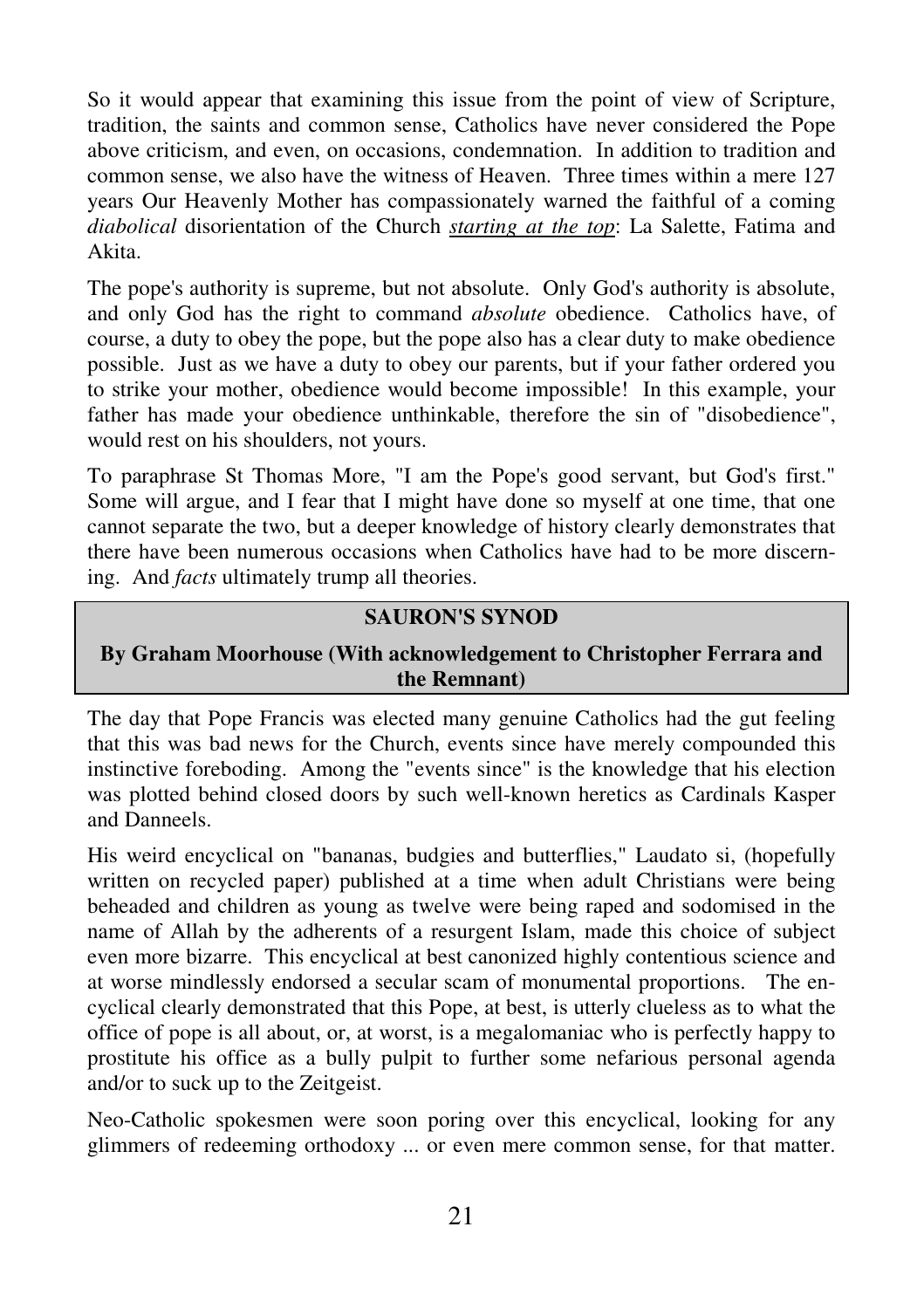So it would appear that examining this issue from the point of view of Scripture, tradition, the saints and common sense, Catholics have never considered the Pope above criticism, and even, on occasions, condemnation. In addition to tradition and common sense, we also have the witness of Heaven. Three times within a mere 127 years Our Heavenly Mother has compassionately warned the faithful of a coming *diabolical* disorientation of the Church ***starting at the top***: La Salette, Fatima and Akita.

The pope's authority is supreme, but not absolute. Only God's authority is absolute, and only God has the right to command *absolute* obedience. Catholics have, of course, a duty to obey the pope, but the pope also has a clear duty to make obedience possible. Just as we have a duty to obey our parents, but if your father ordered you to strike your mother, obedience would become impossible! In this example, your father has made your obedience unthinkable, therefore the sin of "disobedience", would rest on his shoulders, not yours.

To paraphrase St Thomas More, "I am the Pope's good servant, but God's first." Some will argue, and I fear that I might have done so myself at one time, that one cannot separate the two, but a deeper knowledge of history clearly demonstrates that there have been numerous occasions when Catholics have had to be more discerning. And *facts* ultimately trump all theories.

## SAURON'S SYNOD

**By Graham Moorhouse (With acknowledgement to Christopher Ferrara and the Remnant)**

The day that Pope Francis was elected many genuine Catholics had the gut feeling that this was bad news for the Church, events since have merely compounded this instinctive foreboding. Among the "events since" is the knowledge that his election was plotted behind closed doors by such well-known heretics as Cardinals Kasper and Danneels.

His weird encyclical on "bananas, budgies and butterflies," Laudato si, (hopefully written on recycled paper) published at a time when adult Christians were being beheaded and children as young as twelve were being raped and sodomised in the name of Allah by the adherents of a resurgent Islam, made this choice of subject even more bizarre. This encyclical at best canonized highly contentious science and at worse mindlessly endorsed a secular scam of monumental proportions. The encyclical clearly demonstrated that this Pope, at best, is utterly clueless as to what the office of pope is all about, or, at worst, is a megalomaniac who is perfectly happy to prostitute his office as a bully pulpit to further some nefarious personal agenda and/or to suck up to the Zeitgeist.

Neo-Catholic spokesmen were soon poring over this encyclical, looking for any glimmers of redeeming orthodoxy ... or even mere common sense, for that matter.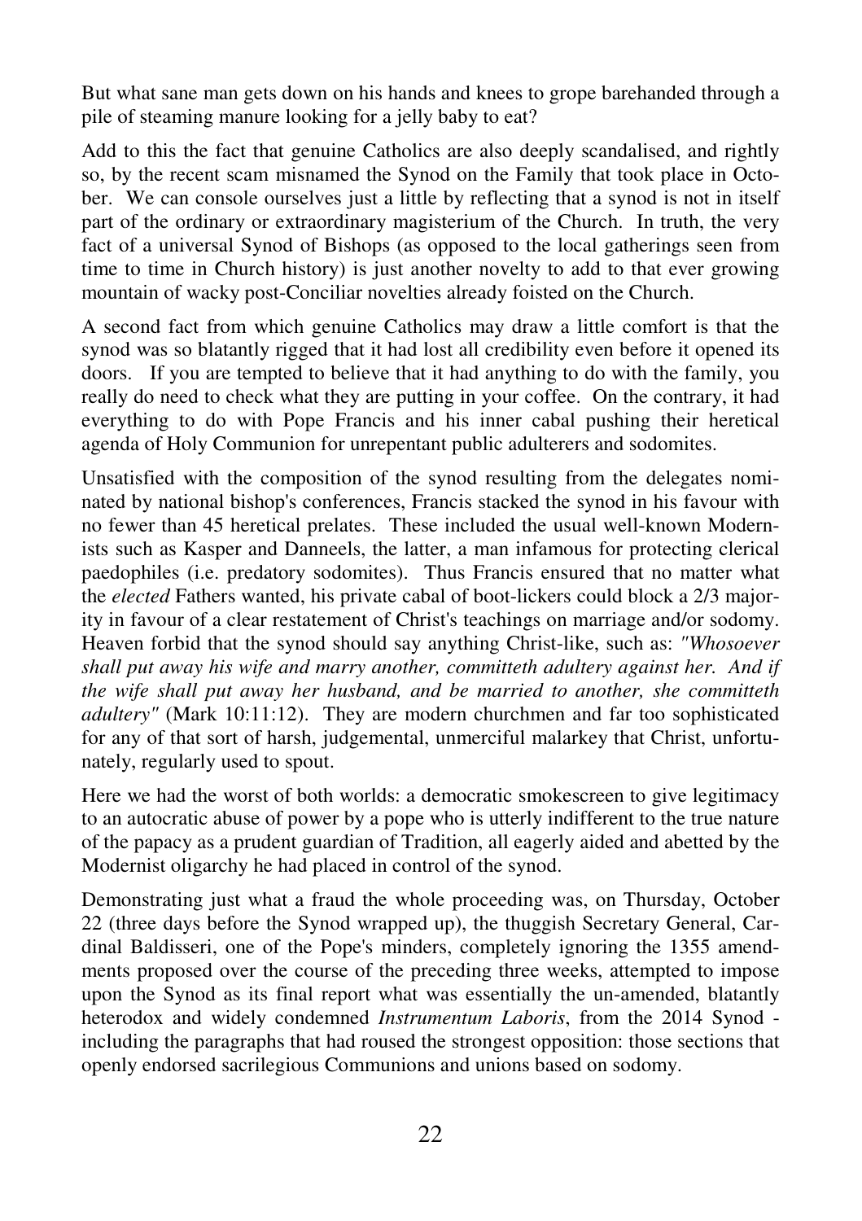But what sane man gets down on his hands and knees to grope barehanded through a pile of steaming manure looking for a jelly baby to eat?

Add to this the fact that genuine Catholics are also deeply scandalised, and rightly so, by the recent scam misnamed the Synod on the Family that took place in October. We can console ourselves just a little by reflecting that a synod is not in itself part of the ordinary or extraordinary magisterium of the Church. In truth, the very fact of a universal Synod of Bishops (as opposed to the local gatherings seen from time to time in Church history) is just another novelty to add to that ever growing mountain of wacky post-Conciliar novelties already foisted on the Church.

A second fact from which genuine Catholics may draw a little comfort is that the synod was so blatantly rigged that it had lost all credibility even before it opened its doors. If you are tempted to believe that it had anything to do with the family, you really do need to check what they are putting in your coffee. On the contrary, it had everything to do with Pope Francis and his inner cabal pushing their heretical agenda of Holy Communion for unrepentant public adulterers and sodomites.

Unsatisfied with the composition of the synod resulting from the delegates nominated by national bishop's conferences, Francis stacked the synod in his favour with no fewer than 45 heretical prelates. These included the usual well-known Modernists such as Kasper and Danneels, the latter, a man infamous for protecting clerical paedophiles (i.e. predatory sodomites). Thus Francis ensured that no matter what the *elected* Fathers wanted, his private cabal of boot-lickers could block a 2/3 majority in favour of a clear restatement of Christ's teachings on marriage and/or sodomy. Heaven forbid that the synod should say anything Christ-like, such as: *"Whosoever shall put away his wife and marry another, committeth adultery against her. And if the wife shall put away her husband, and be married to another, she committeth adultery"* (Mark 10:11:12). They are modern churchmen and far too sophisticated for any of that sort of harsh, judgemental, unmerciful malarkey that Christ, unfortunately, regularly used to spout.

Here we had the worst of both worlds: a democratic smokescreen to give legitimacy to an autocratic abuse of power by a pope who is utterly indifferent to the true nature of the papacy as a prudent guardian of Tradition, all eagerly aided and abetted by the Modernist oligarchy he had placed in control of the synod.

Demonstrating just what a fraud the whole proceeding was, on Thursday, October 22 (three days before the Synod wrapped up), the thuggish Secretary General, Cardinal Baldisseri, one of the Pope's minders, completely ignoring the 1355 amendments proposed over the course of the preceding three weeks, attempted to impose upon the Synod as its final report what was essentially the un-amended, blatantly heterodox and widely condemned *Instrumentum Laboris*, from the 2014 Synod - including the paragraphs that had roused the strongest opposition: those sections that openly endorsed sacrilegious Communions and unions based on sodomy.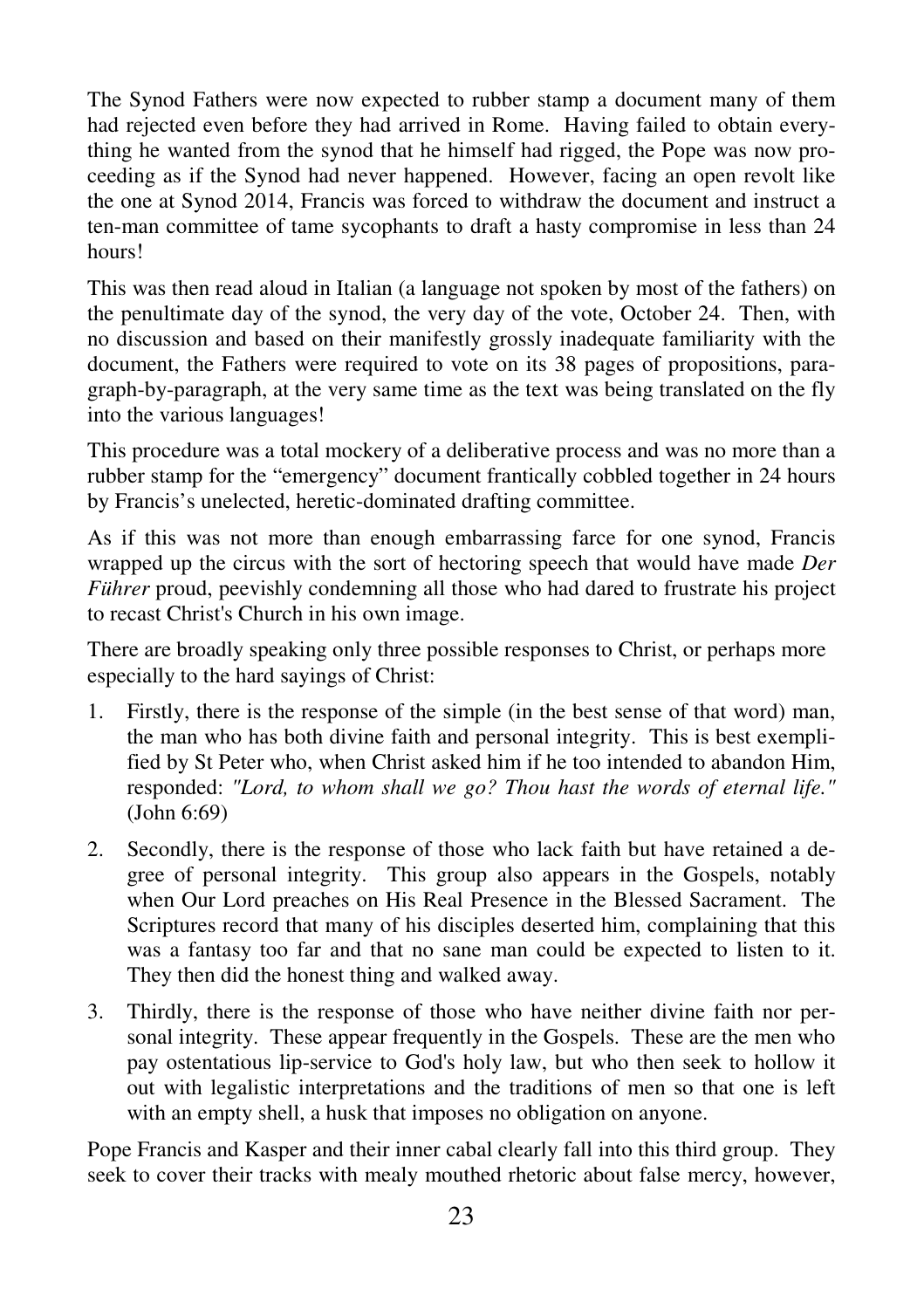The Synod Fathers were now expected to rubber stamp a document many of them had rejected even before they had arrived in Rome. Having failed to obtain everything he wanted from the synod that he himself had rigged, the Pope was now proceeding as if the Synod had never happened. However, facing an open revolt like the one at Synod 2014, Francis was forced to withdraw the document and instruct a ten-man committee of tame sycophants to draft a hasty compromise in less than 24 hours!

This was then read aloud in Italian (a language not spoken by most of the fathers) on the penultimate day of the synod, the very day of the vote, October 24. Then, with no discussion and based on their manifestly grossly inadequate familiarity with the document, the Fathers were required to vote on its 38 pages of propositions, paragraph-by-paragraph, at the very same time as the text was being translated on the fly into the various languages!

This procedure was a total mockery of a deliberative process and was no more than a rubber stamp for the "emergency" document frantically cobbled together in 24 hours by Francis's unelected, heretic-dominated drafting committee.

As if this was not more than enough embarrassing farce for one synod, Francis wrapped up the circus with the sort of hectoring speech that would have made *Der Führer* proud, peevishly condemning all those who had dared to frustrate his project to recast Christ's Church in his own image.

There are broadly speaking only three possible responses to Christ, or perhaps more especially to the hard sayings of Christ:

1. Firstly, there is the response of the simple (in the best sense of that word) man, the man who has both divine faith and personal integrity. This is best exemplified by St Peter who, when Christ asked him if he too intended to abandon Him, responded: *"Lord, to whom shall we go? Thou hast the words of eternal life."* (John 6:69)
2. Secondly, there is the response of those who lack faith but have retained a degree of personal integrity. This group also appears in the Gospels, notably when Our Lord preaches on His Real Presence in the Blessed Sacrament. The Scriptures record that many of his disciples deserted him, complaining that this was a fantasy too far and that no sane man could be expected to listen to it. They then did the honest thing and walked away.
3. Thirdly, there is the response of those who have neither divine faith nor personal integrity. These appear frequently in the Gospels. These are the men who pay ostentatious lip-service to God's holy law, but who then seek to hollow it out with legalistic interpretations and the traditions of men so that one is left with an empty shell, a husk that imposes no obligation on anyone.

Pope Francis and Kasper and their inner cabal clearly fall into this third group. They seek to cover their tracks with mealy mouthed rhetoric about false mercy, however,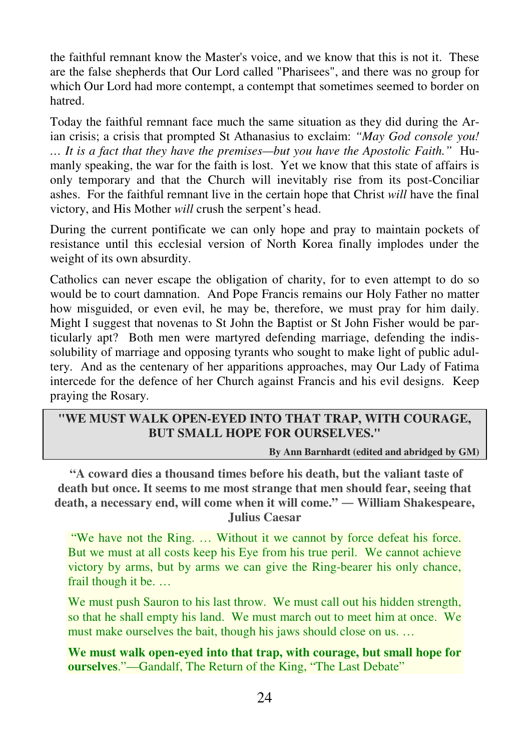the faithful remnant know the Master's voice, and we know that this is not it. These are the false shepherds that Our Lord called "Pharisees", and there was no group for which Our Lord had more contempt, a contempt that sometimes seemed to border on hatred.

Today the faithful remnant face much the same situation as they did during the Arian crisis; a crisis that prompted St Athanasius to exclaim: *"May God console you! … It is a fact that they have the premises—but you have the Apostolic Faith."* Humanly speaking, the war for the faith is lost. Yet we know that this state of affairs is only temporary and that the Church will inevitably rise from its post-Conciliar ashes. For the faithful remnant live in the certain hope that Christ *will* have the final victory, and His Mother *will* crush the serpent's head.

During the current pontificate we can only hope and pray to maintain pockets of resistance until this ecclesial version of North Korea finally implodes under the weight of its own absurdity.

Catholics can never escape the obligation of charity, for to even attempt to do so would be to court damnation. And Pope Francis remains our Holy Father no matter how misguided, or even evil, he may be, therefore, we must pray for him daily. Might I suggest that novenas to St John the Baptist or St John Fisher would be particularly apt? Both men were martyred defending marriage, defending the indissolubility of marriage and opposing tyrants who sought to make light of public adultery. And as the centenary of her apparitions approaches, may Our Lady of Fatima intercede for the defence of her Church against Francis and his evil designs. Keep praying the Rosary.

## "WE MUST WALK OPEN-EYED INTO THAT TRAP, WITH COURAGE, BUT SMALL HOPE FOR OURSELVES."

**By Ann Barnhardt (edited and abridged by GM)**

**"A coward dies a thousand times before his death, but the valiant taste of death but once. It seems to me most strange that men should fear, seeing that death, a necessary end, will come when it will come." — William Shakespeare, Julius Caesar**

"We have not the Ring. … Without it we cannot by force defeat his force. But we must at all costs keep his Eye from his true peril. We cannot achieve victory by arms, but by arms we can give the Ring-bearer his only chance, frail though it be. …

We must push Sauron to his last throw. We must call out his hidden strength, so that he shall empty his land. We must march out to meet him at once. We must make ourselves the bait, though his jaws should close on us. …

**We must walk open-eyed into that trap, with courage, but small hope for ourselves**."—Gandalf, The Return of the King, "The Last Debate"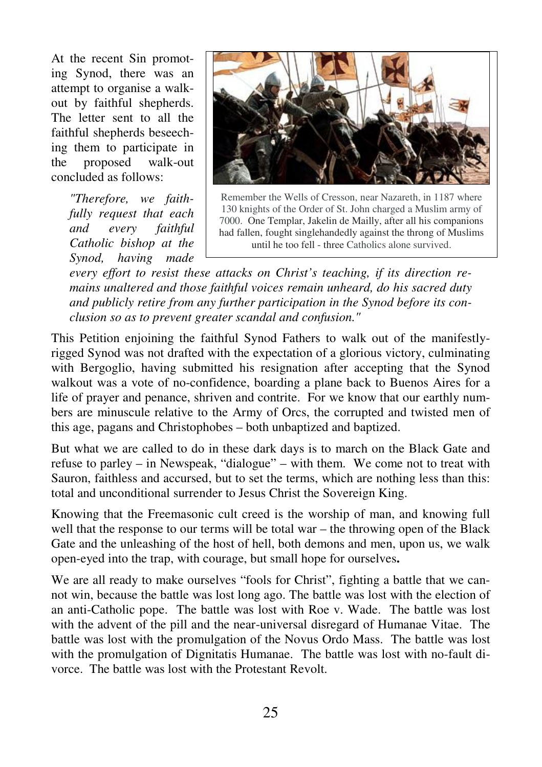At the recent Sin promoting Synod, there was an attempt to organise a walk-out by faithful shepherds. The letter sent to all the faithful shepherds beseeching them to participate in the proposed walk-out concluded as follows:

> *"Therefore, we faithfully request that each and every faithful Catholic bishop at the Synod, having made every effort to resist these attacks on Christ's teaching, if its direction remains unaltered and those faithful voices remain unheard, do his sacred duty and publicly retire from any further participation in the Synod before its conclusion so as to prevent greater scandal and confusion."*

Remember the Wells of Cresson, near Nazareth, in 1187 where 130 knights of the Order of St. John charged a Muslim army of 7000. One Templar, Jakelin de Mailly, after all his companions had fallen, fought singlehandedly against the throng of Muslims until he too fell - three Catholics alone survived.

This Petition enjoining the faithful Synod Fathers to walk out of the manifestly-rigged Synod was not drafted with the expectation of a glorious victory, culminating with Bergoglio, having submitted his resignation after accepting that the Synod walkout was a vote of no-confidence, boarding a plane back to Buenos Aires for a life of prayer and penance, shriven and contrite. For we know that our earthly numbers are minuscule relative to the Army of Orcs, the corrupted and twisted men of this age, pagans and Christophobes – both unbaptized and baptized.

But what we are called to do in these dark days is to march on the Black Gate and refuse to parley – in Newspeak, "dialogue" – with them. We come not to treat with Sauron, faithless and accursed, but to set the terms, which are nothing less than this: total and unconditional surrender to Jesus Christ the Sovereign King.

Knowing that the Freemasonic cult creed is the worship of man, and knowing full well that the response to our terms will be total war – the throwing open of the Black Gate and the unleashing of the host of hell, both demons and men, upon us, we walk open-eyed into the trap, with courage, but small hope for ourselves**.**

We are all ready to make ourselves "fools for Christ", fighting a battle that we cannot win, because the battle was lost long ago. The battle was lost with the election of an anti-Catholic pope. The battle was lost with Roe v. Wade. The battle was lost with the advent of the pill and the near-universal disregard of Humanae Vitae. The battle was lost with the promulgation of the Novus Ordo Mass. The battle was lost with the promulgation of Dignitatis Humanae. The battle was lost with no-fault divorce. The battle was lost with the Protestant Revolt.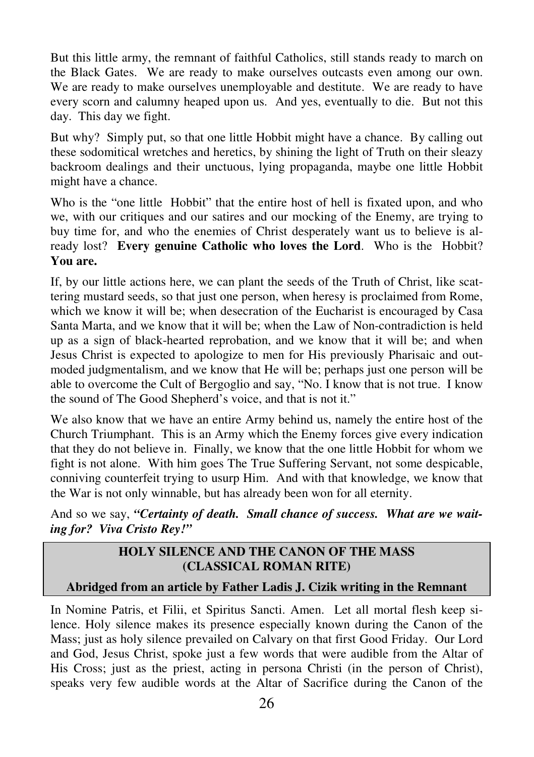But this little army, the remnant of faithful Catholics, still stands ready to march on the Black Gates. We are ready to make ourselves outcasts even among our own. We are ready to make ourselves unemployable and destitute. We are ready to have every scorn and calumny heaped upon us. And yes, eventually to die. But not this day. This day we fight.

But why? Simply put, so that one little Hobbit might have a chance. By calling out these sodomitical wretches and heretics, by shining the light of Truth on their sleazy backroom dealings and their unctuous, lying propaganda, maybe one little Hobbit might have a chance.

Who is the "one little Hobbit" that the entire host of hell is fixated upon, and who we, with our critiques and our satires and our mocking of the Enemy, are trying to buy time for, and who the enemies of Christ desperately want us to believe is already lost? **Every genuine Catholic who loves the Lord**. Who is the Hobbit? **You are.**

If, by our little actions here, we can plant the seeds of the Truth of Christ, like scattering mustard seeds, so that just one person, when heresy is proclaimed from Rome, which we know it will be; when desecration of the Eucharist is encouraged by Casa Santa Marta, and we know that it will be; when the Law of Non-contradiction is held up as a sign of black-hearted reprobation, and we know that it will be; and when Jesus Christ is expected to apologize to men for His previously Pharisaic and outmoded judgmentalism, and we know that He will be; perhaps just one person will be able to overcome the Cult of Bergoglio and say, "No. I know that is not true. I know the sound of The Good Shepherd's voice, and that is not it."

We also know that we have an entire Army behind us, namely the entire host of the Church Triumphant. This is an Army which the Enemy forces give every indication that they do not believe in. Finally, we know that the one little Hobbit for whom we fight is not alone. With him goes The True Suffering Servant, not some despicable, conniving counterfeit trying to usurp Him. And with that knowledge, we know that the War is not only winnable, but has already been won for all eternity.

And so we say, ***"Certainty of death. Small chance of success. What are we waiting for? Viva Cristo Rey!"***

## HOLY SILENCE AND THE CANON OF THE MASS (CLASSICAL ROMAN RITE)

**Abridged from an article by Father Ladis J. Cizik writing in the Remnant**

In Nomine Patris, et Filii, et Spiritus Sancti. Amen. Let all mortal flesh keep silence. Holy silence makes its presence especially known during the Canon of the Mass; just as holy silence prevailed on Calvary on that first Good Friday. Our Lord and God, Jesus Christ, spoke just a few words that were audible from the Altar of His Cross; just as the priest, acting in persona Christi (in the person of Christ), speaks very few audible words at the Altar of Sacrifice during the Canon of the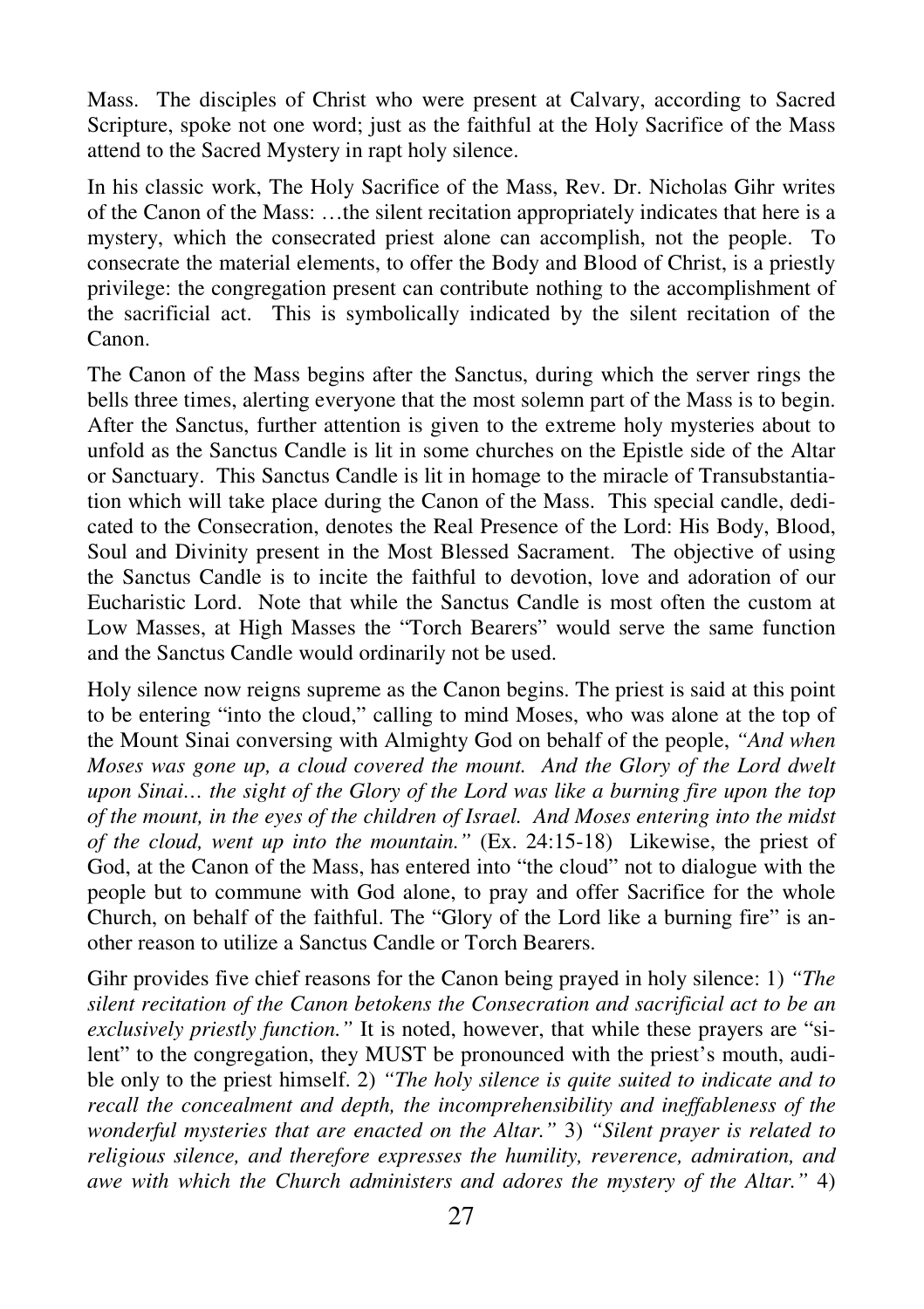Mass. The disciples of Christ who were present at Calvary, according to Sacred Scripture, spoke not one word; just as the faithful at the Holy Sacrifice of the Mass attend to the Sacred Mystery in rapt holy silence.

In his classic work, The Holy Sacrifice of the Mass, Rev. Dr. Nicholas Gihr writes of the Canon of the Mass: …the silent recitation appropriately indicates that here is a mystery, which the consecrated priest alone can accomplish, not the people. To consecrate the material elements, to offer the Body and Blood of Christ, is a priestly privilege: the congregation present can contribute nothing to the accomplishment of the sacrificial act. This is symbolically indicated by the silent recitation of the Canon.

The Canon of the Mass begins after the Sanctus, during which the server rings the bells three times, alerting everyone that the most solemn part of the Mass is to begin. After the Sanctus, further attention is given to the extreme holy mysteries about to unfold as the Sanctus Candle is lit in some churches on the Epistle side of the Altar or Sanctuary. This Sanctus Candle is lit in homage to the miracle of Transubstantiation which will take place during the Canon of the Mass. This special candle, dedicated to the Consecration, denotes the Real Presence of the Lord: His Body, Blood, Soul and Divinity present in the Most Blessed Sacrament. The objective of using the Sanctus Candle is to incite the faithful to devotion, love and adoration of our Eucharistic Lord. Note that while the Sanctus Candle is most often the custom at Low Masses, at High Masses the "Torch Bearers" would serve the same function and the Sanctus Candle would ordinarily not be used.

Holy silence now reigns supreme as the Canon begins. The priest is said at this point to be entering "into the cloud," calling to mind Moses, who was alone at the top of the Mount Sinai conversing with Almighty God on behalf of the people, *"And when Moses was gone up, a cloud covered the mount. And the Glory of the Lord dwelt upon Sinai… the sight of the Glory of the Lord was like a burning fire upon the top of the mount, in the eyes of the children of Israel. And Moses entering into the midst of the cloud, went up into the mountain."* (Ex. 24:15-18) Likewise, the priest of God, at the Canon of the Mass, has entered into "the cloud" not to dialogue with the people but to commune with God alone, to pray and offer Sacrifice for the whole Church, on behalf of the faithful. The "Glory of the Lord like a burning fire" is another reason to utilize a Sanctus Candle or Torch Bearers.

Gihr provides five chief reasons for the Canon being prayed in holy silence: 1) *"The silent recitation of the Canon betokens the Consecration and sacrificial act to be an exclusively priestly function."* It is noted, however, that while these prayers are "silent" to the congregation, they MUST be pronounced with the priest's mouth, audible only to the priest himself. 2) *"The holy silence is quite suited to indicate and to recall the concealment and depth, the incomprehensibility and ineffableness of the wonderful mysteries that are enacted on the Altar."* 3) *"Silent prayer is related to religious silence, and therefore expresses the humility, reverence, admiration, and awe with which the Church administers and adores the mystery of the Altar."* 4)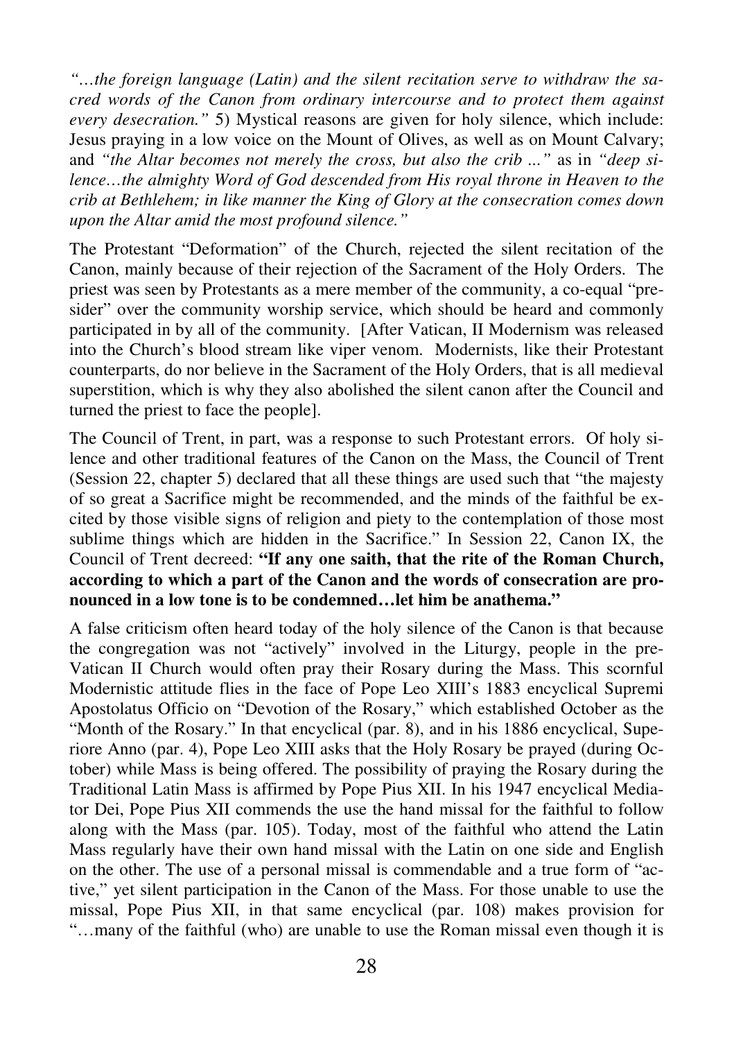*"…the foreign language (Latin) and the silent recitation serve to withdraw the sacred words of the Canon from ordinary intercourse and to protect them against every desecration."* 5) Mystical reasons are given for holy silence, which include: Jesus praying in a low voice on the Mount of Olives, as well as on Mount Calvary; and *"the Altar becomes not merely the cross, but also the crib ..."* as in *"deep silence…the almighty Word of God descended from His royal throne in Heaven to the crib at Bethlehem; in like manner the King of Glory at the consecration comes down upon the Altar amid the most profound silence."*

The Protestant "Deformation" of the Church, rejected the silent recitation of the Canon, mainly because of their rejection of the Sacrament of the Holy Orders. The priest was seen by Protestants as a mere member of the community, a co-equal "presider" over the community worship service, which should be heard and commonly participated in by all of the community. [After Vatican, II Modernism was released into the Church's blood stream like viper venom. Modernists, like their Protestant counterparts, do nor believe in the Sacrament of the Holy Orders, that is all medieval superstition, which is why they also abolished the silent canon after the Council and turned the priest to face the people].

The Council of Trent, in part, was a response to such Protestant errors. Of holy silence and other traditional features of the Canon on the Mass, the Council of Trent (Session 22, chapter 5) declared that all these things are used such that "the majesty of so great a Sacrifice might be recommended, and the minds of the faithful be excited by those visible signs of religion and piety to the contemplation of those most sublime things which are hidden in the Sacrifice." In Session 22, Canon IX, the Council of Trent decreed: **"If any one saith, that the rite of the Roman Church, according to which a part of the Canon and the words of consecration are pronounced in a low tone is to be condemned…let him be anathema."**

A false criticism often heard today of the holy silence of the Canon is that because the congregation was not "actively" involved in the Liturgy, people in the pre-Vatican II Church would often pray their Rosary during the Mass. This scornful Modernistic attitude flies in the face of Pope Leo XIII's 1883 encyclical Supremi Apostolatus Officio on "Devotion of the Rosary," which established October as the "Month of the Rosary." In that encyclical (par. 8), and in his 1886 encyclical, Superiore Anno (par. 4), Pope Leo XIII asks that the Holy Rosary be prayed (during October) while Mass is being offered. The possibility of praying the Rosary during the Traditional Latin Mass is affirmed by Pope Pius XII. In his 1947 encyclical Mediator Dei, Pope Pius XII commends the use the hand missal for the faithful to follow along with the Mass (par. 105). Today, most of the faithful who attend the Latin Mass regularly have their own hand missal with the Latin on one side and English on the other. The use of a personal missal is commendable and a true form of "active," yet silent participation in the Canon of the Mass. For those unable to use the missal, Pope Pius XII, in that same encyclical (par. 108) makes provision for "…many of the faithful (who) are unable to use the Roman missal even though it is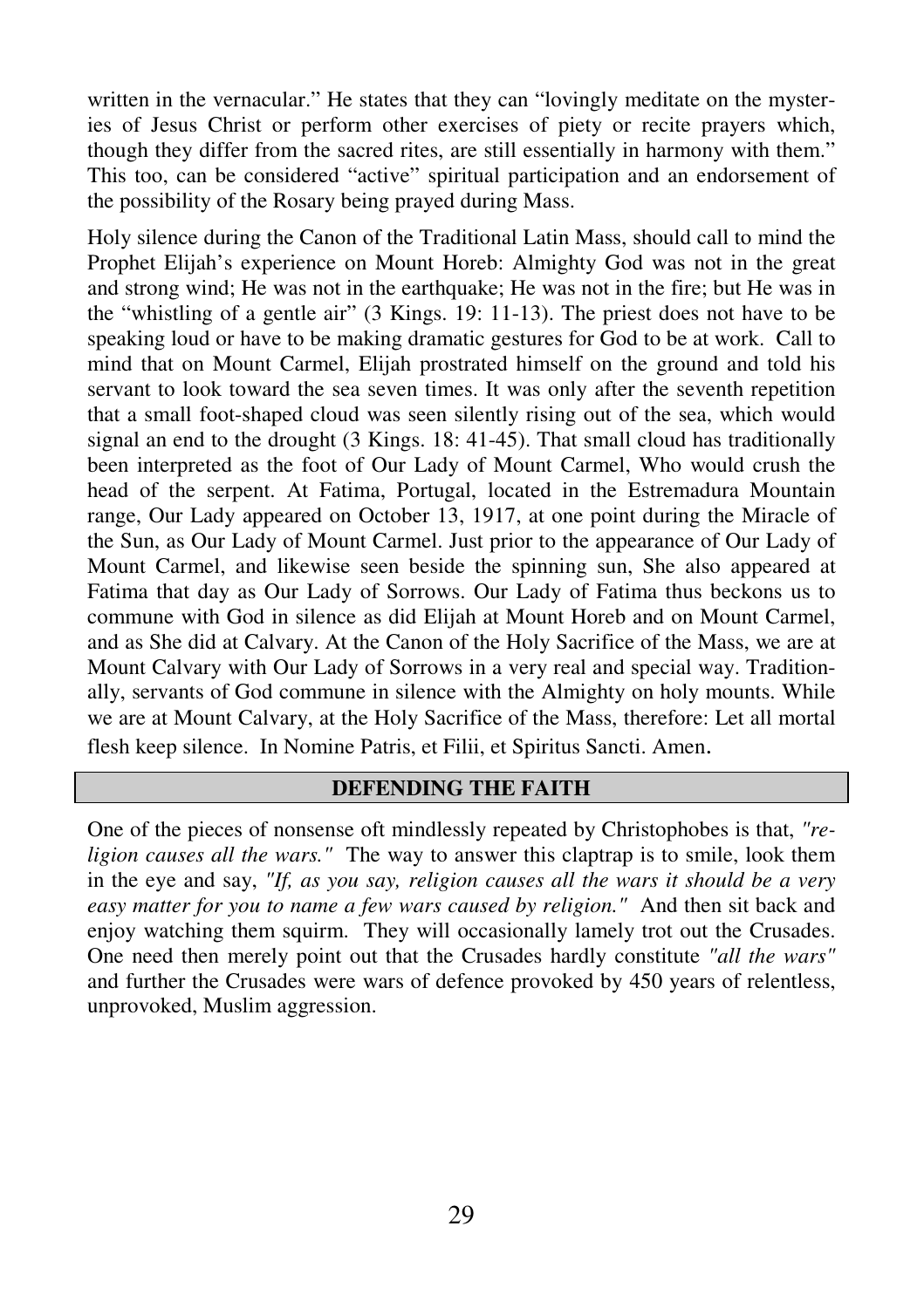written in the vernacular." He states that they can "lovingly meditate on the mysteries of Jesus Christ or perform other exercises of piety or recite prayers which, though they differ from the sacred rites, are still essentially in harmony with them." This too, can be considered "active" spiritual participation and an endorsement of the possibility of the Rosary being prayed during Mass.

Holy silence during the Canon of the Traditional Latin Mass, should call to mind the Prophet Elijah's experience on Mount Horeb: Almighty God was not in the great and strong wind; He was not in the earthquake; He was not in the fire; but He was in the "whistling of a gentle air" (3 Kings. 19: 11-13). The priest does not have to be speaking loud or have to be making dramatic gestures for God to be at work. Call to mind that on Mount Carmel, Elijah prostrated himself on the ground and told his servant to look toward the sea seven times. It was only after the seventh repetition that a small foot-shaped cloud was seen silently rising out of the sea, which would signal an end to the drought (3 Kings. 18: 41-45). That small cloud has traditionally been interpreted as the foot of Our Lady of Mount Carmel, Who would crush the head of the serpent. At Fatima, Portugal, located in the Estremadura Mountain range, Our Lady appeared on October 13, 1917, at one point during the Miracle of the Sun, as Our Lady of Mount Carmel. Just prior to the appearance of Our Lady of Mount Carmel, and likewise seen beside the spinning sun, She also appeared at Fatima that day as Our Lady of Sorrows. Our Lady of Fatima thus beckons us to commune with God in silence as did Elijah at Mount Horeb and on Mount Carmel, and as She did at Calvary. At the Canon of the Holy Sacrifice of the Mass, we are at Mount Calvary with Our Lady of Sorrows in a very real and special way. Traditionally, servants of God commune in silence with the Almighty on holy mounts. While we are at Mount Calvary, at the Holy Sacrifice of the Mass, therefore: Let all mortal flesh keep silence. In Nomine Patris, et Filii, et Spiritus Sancti. Amen.

## DEFENDING THE FAITH

One of the pieces of nonsense oft mindlessly repeated by Christophobes is that, *"religion causes all the wars."* The way to answer this claptrap is to smile, look them in the eye and say, *"If, as you say, religion causes all the wars it should be a very easy matter for you to name a few wars caused by religion."* And then sit back and enjoy watching them squirm. They will occasionally lamely trot out the Crusades. One need then merely point out that the Crusades hardly constitute *"all the wars"* and further the Crusades were wars of defence provoked by 450 years of relentless, unprovoked, Muslim aggression.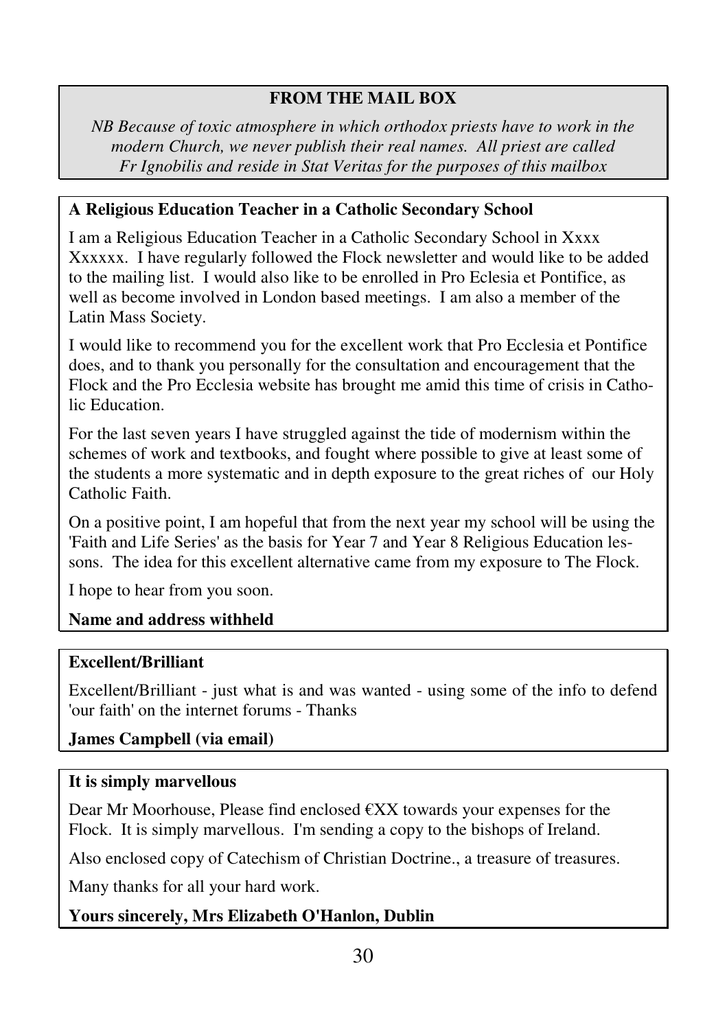## FROM THE MAIL BOX

*NB Because of toxic atmosphere in which orthodox priests have to work in the modern Church, we never publish their real names. All priest are called Fr Ignobilis and reside in Stat Veritas for the purposes of this mailbox*

### A Religious Education Teacher in a Catholic Secondary School

I am a Religious Education Teacher in a Catholic Secondary School in Xxxx Xxxxxx. I have regularly followed the Flock newsletter and would like to be added to the mailing list. I would also like to be enrolled in Pro Eclesia et Pontifice, as well as become involved in London based meetings. I am also a member of the Latin Mass Society.

I would like to recommend you for the excellent work that Pro Ecclesia et Pontifice does, and to thank you personally for the consultation and encouragement that the Flock and the Pro Ecclesia website has brought me amid this time of crisis in Catholic Education.

For the last seven years I have struggled against the tide of modernism within the schemes of work and textbooks, and fought where possible to give at least some of the students a more systematic and in depth exposure to the great riches of our Holy Catholic Faith.

On a positive point, I am hopeful that from the next year my school will be using the 'Faith and Life Series' as the basis for Year 7 and Year 8 Religious Education lessons. The idea for this excellent alternative came from my exposure to The Flock.

I hope to hear from you soon.

**Name and address withheld**

### Excellent/Brilliant

Excellent/Brilliant - just what is and was wanted - using some of the info to defend 'our faith' on the internet forums - Thanks

**James Campbell (via email)**

### It is simply marvellous

Dear Mr Moorhouse, Please find enclosed €XX towards your expenses for the Flock. It is simply marvellous. I'm sending a copy to the bishops of Ireland.

Also enclosed copy of Catechism of Christian Doctrine., a treasure of treasures.

Many thanks for all your hard work.

**Yours sincerely, Mrs Elizabeth O'Hanlon, Dublin**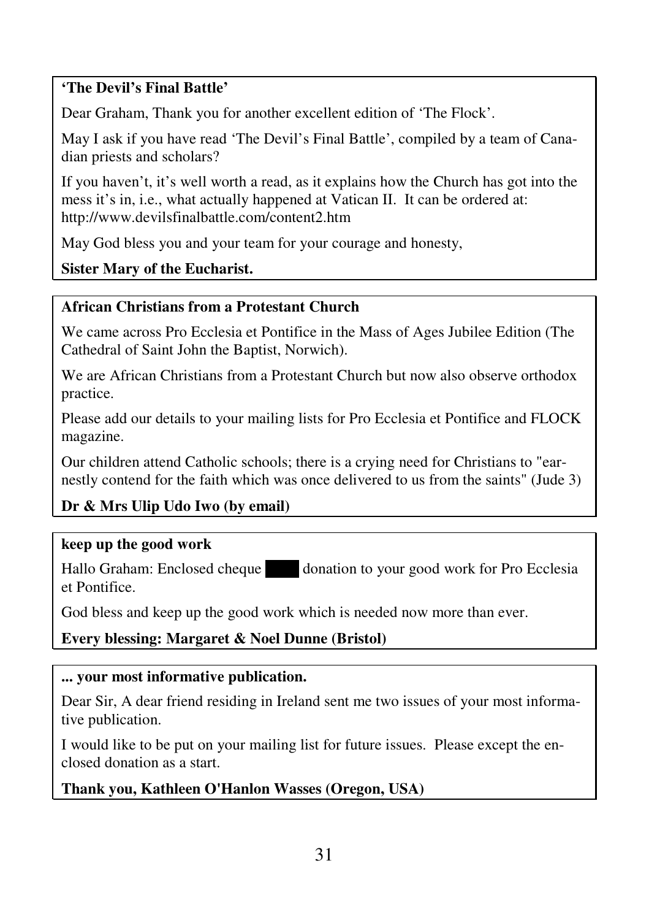**'The Devil's Final Battle'**

Dear Graham, Thank you for another excellent edition of 'The Flock'.

May I ask if you have read 'The Devil's Final Battle', compiled by a team of Canadian priests and scholars?

If you haven't, it's well worth a read, as it explains how the Church has got into the mess it's in, i.e., what actually happened at Vatican II. It can be ordered at: http://www.devilsfinalbattle.com/content2.htm

May God bless you and your team for your courage and honesty,

**Sister Mary of the Eucharist.**

---

**African Christians from a Protestant Church**

We came across Pro Ecclesia et Pontifice in the Mass of Ages Jubilee Edition (The Cathedral of Saint John the Baptist, Norwich).

We are African Christians from a Protestant Church but now also observe orthodox practice.

Please add our details to your mailing lists for Pro Ecclesia et Pontifice and FLOCK magazine.

Our children attend Catholic schools; there is a crying need for Christians to "earnestly contend for the faith which was once delivered to us from the saints" (Jude 3)

**Dr & Mrs Ulip Udo Iwo (by email)**

---

**keep up the good work**

Hallo Graham: Enclosed cheque ████ donation to your good work for Pro Ecclesia et Pontifice.

God bless and keep up the good work which is needed now more than ever.

**Every blessing: Margaret & Noel Dunne (Bristol)**

---

**... your most informative publication.**

Dear Sir, A dear friend residing in Ireland sent me two issues of your most informative publication.

I would like to be put on your mailing list for future issues. Please except the enclosed donation as a start.

**Thank you, Kathleen O'Hanlon Wasses (Oregon, USA)**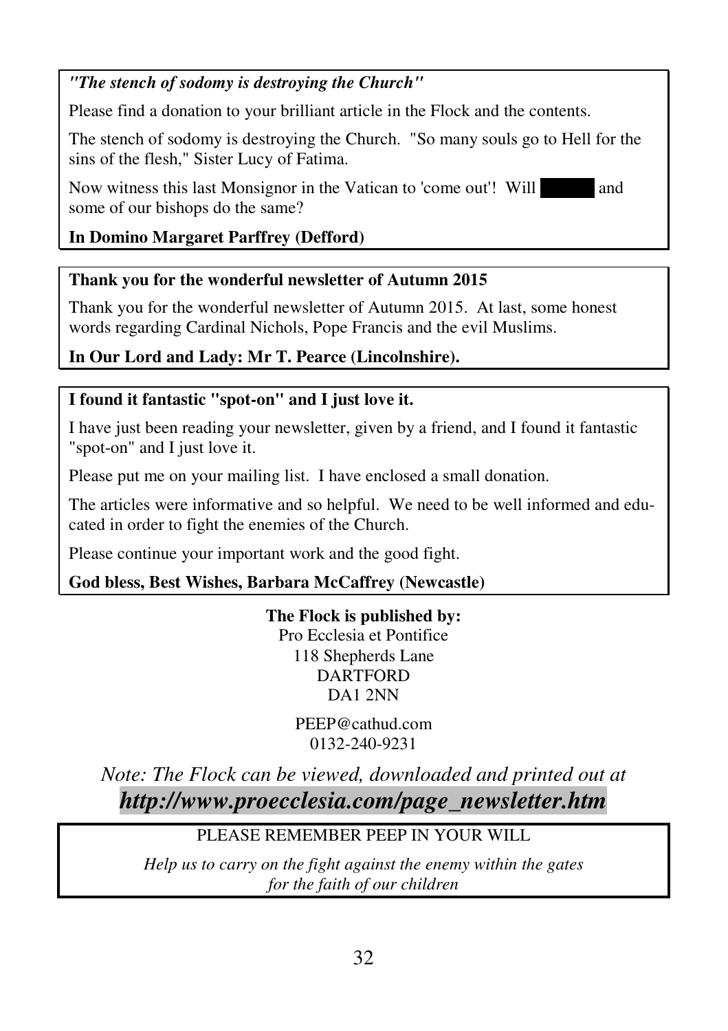***"The stench of sodomy is destroying the Church"***

Please find a donation to your brilliant article in the Flock and the contents.

The stench of sodomy is destroying the Church. "So many souls go to Hell for the sins of the flesh," Sister Lucy of Fatima.

Now witness this last Monsignor in the Vatican to 'come out'! Will ██████ and some of our bishops do the same?

**In Domino Margaret Parffrey (Defford)**

**Thank you for the wonderful newsletter of Autumn 2015**

Thank you for the wonderful newsletter of Autumn 2015. At last, some honest words regarding Cardinal Nichols, Pope Francis and the evil Muslims.

**In Our Lord and Lady: Mr T. Pearce (Lincolnshire).**

**I found it fantastic "spot-on" and I just love it.**

I have just been reading your newsletter, given by a friend, and I found it fantastic "spot-on" and I just love it.

Please put me on your mailing list. I have enclosed a small donation.

The articles were informative and so helpful. We need to be well informed and educated in order to fight the enemies of the Church.

Please continue your important work and the good fight.

**God bless, Best Wishes, Barbara McCaffrey (Newcastle)**

**The Flock is published by:**
Pro Ecclesia et Pontifice
118 Shepherds Lane
DARTFORD
DA1 2NN

PEEP@cathud.com
0132-240-9231

*Note: The Flock can be viewed, downloaded and printed out at* ***http://www.proecclesia.com/page_newsletter.htm***

PLEASE REMEMBER PEEP IN YOUR WILL

*Help us to carry on the fight against the enemy within the gates for the faith of our children*